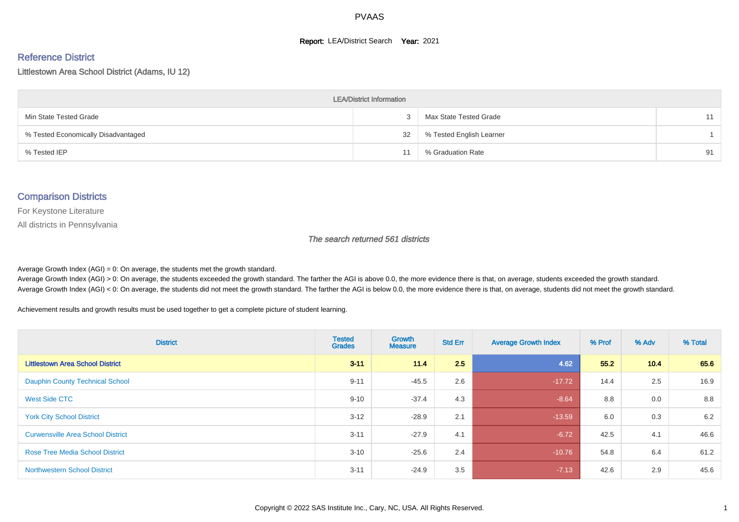# PVAAS

**Report:** LEA/District Search **Year:** 2021

## Reference District

Littlestown Area School District (Adams, IU 12)

| LEA/District Information | | | |
|---|---|---|---|
| Min State Tested Grade | 3 | Max State Tested Grade | 11 |
| % Tested Economically Disadvantaged | 32 | % Tested English Learner | 1 |
| % Tested IEP | 11 | % Graduation Rate | 91 |

## Comparison Districts

For Keystone Literature

All districts in Pennsylvania

*The search returned 561 districts*

Average Growth Index (AGI) = 0: On average, the students met the growth standard.
Average Growth Index (AGI) > 0: On average, the students exceeded the growth standard. The farther the AGI is above 0.0, the more evidence there is that, on average, students exceeded the growth standard.
Average Growth Index (AGI) < 0: On average, the students did not meet the growth standard. The farther the AGI is below 0.0, the more evidence there is that, on average, students did not meet the growth standard.

Achievement results and growth results must be used together to get a complete picture of student learning.

| District | Tested Grades | Growth Measure | Std Err | Average Growth Index | % Prof | % Adv | % Total |
|---|---|---|---|---|---|---|---|
| **Littlestown Area School District** | **3-11** | **11.4** | **2.5** | **4.62** | **55.2** | **10.4** | **65.6** |
| Dauphin County Technical School | 9-11 | -45.5 | 2.6 | -17.72 | 14.4 | 2.5 | 16.9 |
| West Side CTC | 9-10 | -37.4 | 4.3 | -8.64 | 8.8 | 0.0 | 8.8 |
| York City School District | 3-12 | -28.9 | 2.1 | -13.59 | 6.0 | 0.3 | 6.2 |
| Curwensville Area School District | 3-11 | -27.9 | 4.1 | -6.72 | 42.5 | 4.1 | 46.6 |
| Rose Tree Media School District | 3-10 | -25.6 | 2.4 | -10.76 | 54.8 | 6.4 | 61.2 |
| Northwestern School District | 3-11 | -24.9 | 3.5 | -7.13 | 42.6 | 2.9 | 45.6 |

Copyright © 2022 SAS Institute Inc., Cary, NC, USA. All Rights Reserved.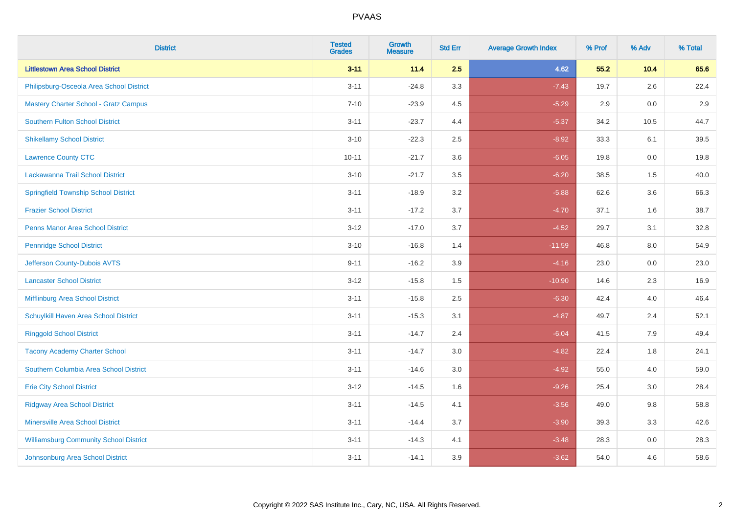| District | Tested Grades | Growth Measure | Std Err | Average Growth Index | % Prof | % Adv | % Total |
|---|---|---|---|---|---|---|---|
| **Littlestown Area School District** | **3-11** | **11.4** | **2.5** | **4.62** | **55.2** | **10.4** | **65.6** |
| Philipsburg-Osceola Area School District | 3-11 | -24.8 | 3.3 | -7.43 | 19.7 | 2.6 | 22.4 |
| Mastery Charter School - Gratz Campus | 7-10 | -23.9 | 4.5 | -5.29 | 2.9 | 0.0 | 2.9 |
| Southern Fulton School District | 3-11 | -23.7 | 4.4 | -5.37 | 34.2 | 10.5 | 44.7 |
| Shikellamy School District | 3-10 | -22.3 | 2.5 | -8.92 | 33.3 | 6.1 | 39.5 |
| Lawrence County CTC | 10-11 | -21.7 | 3.6 | -6.05 | 19.8 | 0.0 | 19.8 |
| Lackawanna Trail School District | 3-10 | -21.7 | 3.5 | -6.20 | 38.5 | 1.5 | 40.0 |
| Springfield Township School District | 3-11 | -18.9 | 3.2 | -5.88 | 62.6 | 3.6 | 66.3 |
| Frazier School District | 3-11 | -17.2 | 3.7 | -4.70 | 37.1 | 1.6 | 38.7 |
| Penns Manor Area School District | 3-12 | -17.0 | 3.7 | -4.52 | 29.7 | 3.1 | 32.8 |
| Pennridge School District | 3-10 | -16.8 | 1.4 | -11.59 | 46.8 | 8.0 | 54.9 |
| Jefferson County-Dubois AVTS | 9-11 | -16.2 | 3.9 | -4.16 | 23.0 | 0.0 | 23.0 |
| Lancaster School District | 3-12 | -15.8 | 1.5 | -10.90 | 14.6 | 2.3 | 16.9 |
| Mifflinburg Area School District | 3-11 | -15.8 | 2.5 | -6.30 | 42.4 | 4.0 | 46.4 |
| Schuylkill Haven Area School District | 3-11 | -15.3 | 3.1 | -4.87 | 49.7 | 2.4 | 52.1 |
| Ringgold School District | 3-11 | -14.7 | 2.4 | -6.04 | 41.5 | 7.9 | 49.4 |
| Tacony Academy Charter School | 3-11 | -14.7 | 3.0 | -4.82 | 22.4 | 1.8 | 24.1 |
| Southern Columbia Area School District | 3-11 | -14.6 | 3.0 | -4.92 | 55.0 | 4.0 | 59.0 |
| Erie City School District | 3-12 | -14.5 | 1.6 | -9.26 | 25.4 | 3.0 | 28.4 |
| Ridgway Area School District | 3-11 | -14.5 | 4.1 | -3.56 | 49.0 | 9.8 | 58.8 |
| Minersville Area School District | 3-11 | -14.4 | 3.7 | -3.90 | 39.3 | 3.3 | 42.6 |
| Williamsburg Community School District | 3-11 | -14.3 | 4.1 | -3.48 | 28.3 | 0.0 | 28.3 |
| Johnsonburg Area School District | 3-11 | -14.1 | 3.9 | -3.62 | 54.0 | 4.6 | 58.6 |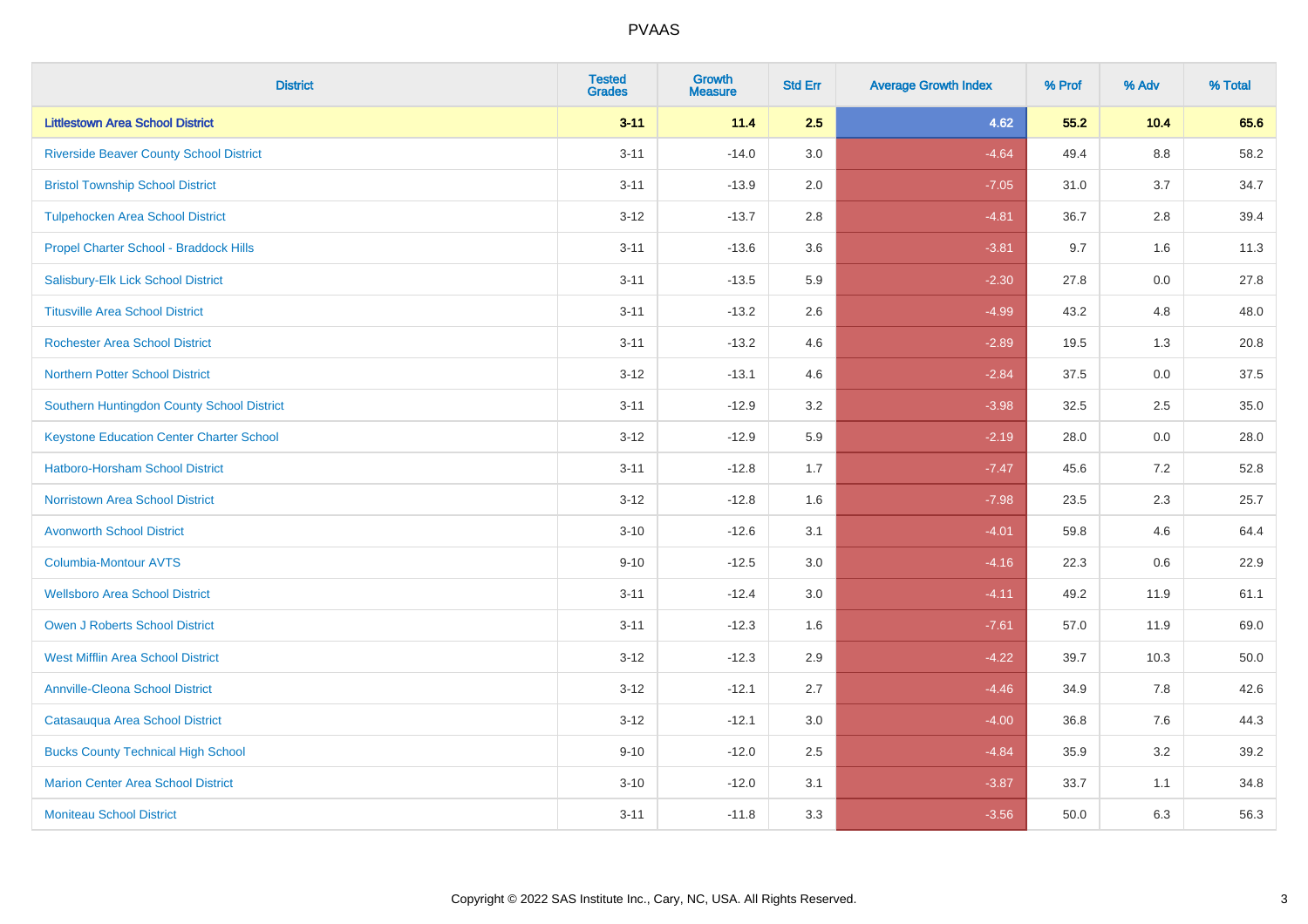# PVAAS

| District | Tested Grades | Growth Measure | Std Err | Average Growth Index | % Prof | % Adv | % Total |
|---|---|---|---|---|---|---|---|
| **Littlestown Area School District** | **3-11** | **11.4** | **2.5** | **4.62** | **55.2** | **10.4** | **65.6** |
| Riverside Beaver County School District | 3-11 | -14.0 | 3.0 | -4.64 | 49.4 | 8.8 | 58.2 |
| Bristol Township School District | 3-11 | -13.9 | 2.0 | -7.05 | 31.0 | 3.7 | 34.7 |
| Tulpehocken Area School District | 3-12 | -13.7 | 2.8 | -4.81 | 36.7 | 2.8 | 39.4 |
| Propel Charter School - Braddock Hills | 3-11 | -13.6 | 3.6 | -3.81 | 9.7 | 1.6 | 11.3 |
| Salisbury-Elk Lick School District | 3-11 | -13.5 | 5.9 | -2.30 | 27.8 | 0.0 | 27.8 |
| Titusville Area School District | 3-11 | -13.2 | 2.6 | -4.99 | 43.2 | 4.8 | 48.0 |
| Rochester Area School District | 3-11 | -13.2 | 4.6 | -2.89 | 19.5 | 1.3 | 20.8 |
| Northern Potter School District | 3-12 | -13.1 | 4.6 | -2.84 | 37.5 | 0.0 | 37.5 |
| Southern Huntingdon County School District | 3-11 | -12.9 | 3.2 | -3.98 | 32.5 | 2.5 | 35.0 |
| Keystone Education Center Charter School | 3-12 | -12.9 | 5.9 | -2.19 | 28.0 | 0.0 | 28.0 |
| Hatboro-Horsham School District | 3-11 | -12.8 | 1.7 | -7.47 | 45.6 | 7.2 | 52.8 |
| Norristown Area School District | 3-12 | -12.8 | 1.6 | -7.98 | 23.5 | 2.3 | 25.7 |
| Avonworth School District | 3-10 | -12.6 | 3.1 | -4.01 | 59.8 | 4.6 | 64.4 |
| Columbia-Montour AVTS | 9-10 | -12.5 | 3.0 | -4.16 | 22.3 | 0.6 | 22.9 |
| Wellsboro Area School District | 3-11 | -12.4 | 3.0 | -4.11 | 49.2 | 11.9 | 61.1 |
| Owen J Roberts School District | 3-11 | -12.3 | 1.6 | -7.61 | 57.0 | 11.9 | 69.0 |
| West Mifflin Area School District | 3-12 | -12.3 | 2.9 | -4.22 | 39.7 | 10.3 | 50.0 |
| Annville-Cleona School District | 3-12 | -12.1 | 2.7 | -4.46 | 34.9 | 7.8 | 42.6 |
| Catasauqua Area School District | 3-12 | -12.1 | 3.0 | -4.00 | 36.8 | 7.6 | 44.3 |
| Bucks County Technical High School | 9-10 | -12.0 | 2.5 | -4.84 | 35.9 | 3.2 | 39.2 |
| Marion Center Area School District | 3-10 | -12.0 | 3.1 | -3.87 | 33.7 | 1.1 | 34.8 |
| Moniteau School District | 3-11 | -11.8 | 3.3 | -3.56 | 50.0 | 6.3 | 56.3 |

Copyright © 2022 SAS Institute Inc., Cary, NC, USA. All Rights Reserved.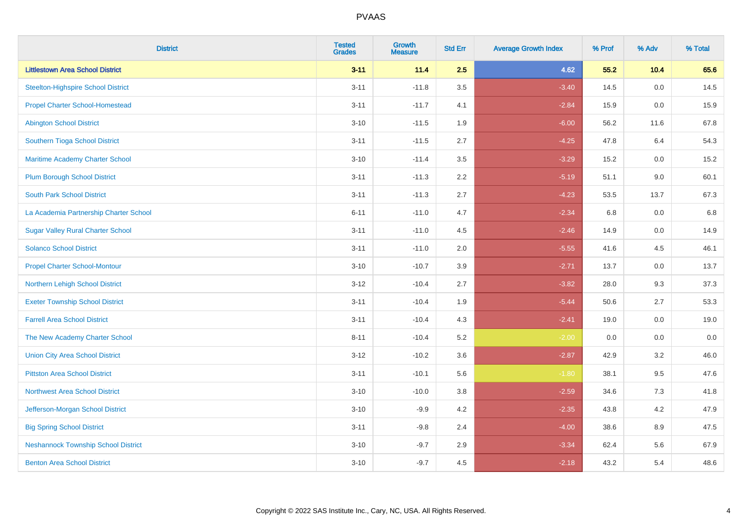# PVAAS

| District | Tested Grades | Growth Measure | Std Err | Average Growth Index | % Prof | % Adv | % Total |
|---|---|---|---|---|---|---|---|
| **Littlestown Area School District** | **3-11** | **11.4** | **2.5** | **4.62** | **55.2** | **10.4** | **65.6** |
| Steelton-Highspire School District | 3-11 | -11.8 | 3.5 | -3.40 | 14.5 | 0.0 | 14.5 |
| Propel Charter School-Homestead | 3-11 | -11.7 | 4.1 | -2.84 | 15.9 | 0.0 | 15.9 |
| Abington School District | 3-10 | -11.5 | 1.9 | -6.00 | 56.2 | 11.6 | 67.8 |
| Southern Tioga School District | 3-11 | -11.5 | 2.7 | -4.25 | 47.8 | 6.4 | 54.3 |
| Maritime Academy Charter School | 3-10 | -11.4 | 3.5 | -3.29 | 15.2 | 0.0 | 15.2 |
| Plum Borough School District | 3-11 | -11.3 | 2.2 | -5.19 | 51.1 | 9.0 | 60.1 |
| South Park School District | 3-11 | -11.3 | 2.7 | -4.23 | 53.5 | 13.7 | 67.3 |
| La Academia Partnership Charter School | 6-11 | -11.0 | 4.7 | -2.34 | 6.8 | 0.0 | 6.8 |
| Sugar Valley Rural Charter School | 3-11 | -11.0 | 4.5 | -2.46 | 14.9 | 0.0 | 14.9 |
| Solanco School District | 3-11 | -11.0 | 2.0 | -5.55 | 41.6 | 4.5 | 46.1 |
| Propel Charter School-Montour | 3-10 | -10.7 | 3.9 | -2.71 | 13.7 | 0.0 | 13.7 |
| Northern Lehigh School District | 3-12 | -10.4 | 2.7 | -3.82 | 28.0 | 9.3 | 37.3 |
| Exeter Township School District | 3-11 | -10.4 | 1.9 | -5.44 | 50.6 | 2.7 | 53.3 |
| Farrell Area School District | 3-11 | -10.4 | 4.3 | -2.41 | 19.0 | 0.0 | 19.0 |
| The New Academy Charter School | 8-11 | -10.4 | 5.2 | -2.00 | 0.0 | 0.0 | 0.0 |
| Union City Area School District | 3-12 | -10.2 | 3.6 | -2.87 | 42.9 | 3.2 | 46.0 |
| Pittston Area School District | 3-11 | -10.1 | 5.6 | -1.80 | 38.1 | 9.5 | 47.6 |
| Northwest Area School District | 3-10 | -10.0 | 3.8 | -2.59 | 34.6 | 7.3 | 41.8 |
| Jefferson-Morgan School District | 3-10 | -9.9 | 4.2 | -2.35 | 43.8 | 4.2 | 47.9 |
| Big Spring School District | 3-11 | -9.8 | 2.4 | -4.00 | 38.6 | 8.9 | 47.5 |
| Neshannock Township School District | 3-10 | -9.7 | 2.9 | -3.34 | 62.4 | 5.6 | 67.9 |
| Benton Area School District | 3-10 | -9.7 | 4.5 | -2.18 | 43.2 | 5.4 | 48.6 |

Copyright © 2022 SAS Institute Inc., Cary, NC, USA. All Rights Reserved.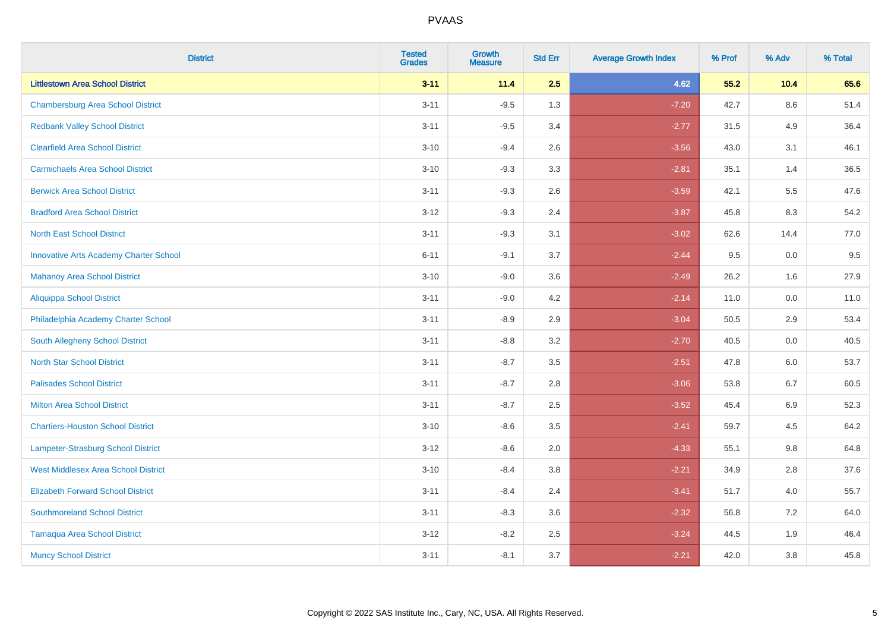# PVAAS

| District | Tested Grades | Growth Measure | Std Err | Average Growth Index | % Prof | % Adv | % Total |
|---|---|---|---|---|---|---|---|
| **Littlestown Area School District** | **3-11** | **11.4** | **2.5** | **4.62** | **55.2** | **10.4** | **65.6** |
| Chambersburg Area School District | 3-11 | -9.5 | 1.3 | -7.20 | 42.7 | 8.6 | 51.4 |
| Redbank Valley School District | 3-11 | -9.5 | 3.4 | -2.77 | 31.5 | 4.9 | 36.4 |
| Clearfield Area School District | 3-10 | -9.4 | 2.6 | -3.56 | 43.0 | 3.1 | 46.1 |
| Carmichaels Area School District | 3-10 | -9.3 | 3.3 | -2.81 | 35.1 | 1.4 | 36.5 |
| Berwick Area School District | 3-11 | -9.3 | 2.6 | -3.59 | 42.1 | 5.5 | 47.6 |
| Bradford Area School District | 3-12 | -9.3 | 2.4 | -3.87 | 45.8 | 8.3 | 54.2 |
| North East School District | 3-11 | -9.3 | 3.1 | -3.02 | 62.6 | 14.4 | 77.0 |
| Innovative Arts Academy Charter School | 6-11 | -9.1 | 3.7 | -2.44 | 9.5 | 0.0 | 9.5 |
| Mahanoy Area School District | 3-10 | -9.0 | 3.6 | -2.49 | 26.2 | 1.6 | 27.9 |
| Aliquippa School District | 3-11 | -9.0 | 4.2 | -2.14 | 11.0 | 0.0 | 11.0 |
| Philadelphia Academy Charter School | 3-11 | -8.9 | 2.9 | -3.04 | 50.5 | 2.9 | 53.4 |
| South Allegheny School District | 3-11 | -8.8 | 3.2 | -2.70 | 40.5 | 0.0 | 40.5 |
| North Star School District | 3-11 | -8.7 | 3.5 | -2.51 | 47.8 | 6.0 | 53.7 |
| Palisades School District | 3-11 | -8.7 | 2.8 | -3.06 | 53.8 | 6.7 | 60.5 |
| Milton Area School District | 3-11 | -8.7 | 2.5 | -3.52 | 45.4 | 6.9 | 52.3 |
| Chartiers-Houston School District | 3-10 | -8.6 | 3.5 | -2.41 | 59.7 | 4.5 | 64.2 |
| Lampeter-Strasburg School District | 3-12 | -8.6 | 2.0 | -4.33 | 55.1 | 9.8 | 64.8 |
| West Middlesex Area School District | 3-10 | -8.4 | 3.8 | -2.21 | 34.9 | 2.8 | 37.6 |
| Elizabeth Forward School District | 3-11 | -8.4 | 2.4 | -3.41 | 51.7 | 4.0 | 55.7 |
| Southmoreland School District | 3-11 | -8.3 | 3.6 | -2.32 | 56.8 | 7.2 | 64.0 |
| Tamaqua Area School District | 3-12 | -8.2 | 2.5 | -3.24 | 44.5 | 1.9 | 46.4 |
| Muncy School District | 3-11 | -8.1 | 3.7 | -2.21 | 42.0 | 3.8 | 45.8 |

Copyright © 2022 SAS Institute Inc., Cary, NC, USA. All Rights Reserved.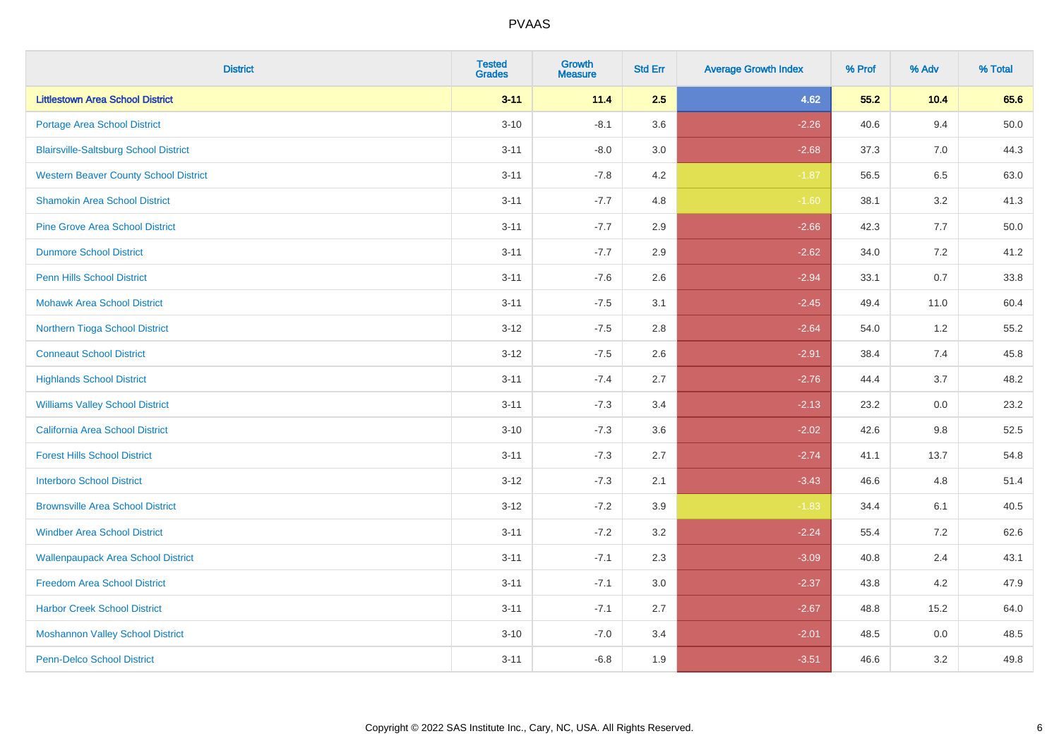# PVAAS

| District | Tested Grades | Growth Measure | Std Err | Average Growth Index | % Prof | % Adv | % Total |
|---|---|---|---|---|---|---|---|
| **Littlestown Area School District** | **3-11** | **11.4** | **2.5** | **4.62** | **55.2** | **10.4** | **65.6** |
| Portage Area School District | 3-10 | -8.1 | 3.6 | -2.26 | 40.6 | 9.4 | 50.0 |
| Blairsville-Saltsburg School District | 3-11 | -8.0 | 3.0 | -2.68 | 37.3 | 7.0 | 44.3 |
| Western Beaver County School District | 3-11 | -7.8 | 4.2 | -1.87 | 56.5 | 6.5 | 63.0 |
| Shamokin Area School District | 3-11 | -7.7 | 4.8 | -1.60 | 38.1 | 3.2 | 41.3 |
| Pine Grove Area School District | 3-11 | -7.7 | 2.9 | -2.66 | 42.3 | 7.7 | 50.0 |
| Dunmore School District | 3-11 | -7.7 | 2.9 | -2.62 | 34.0 | 7.2 | 41.2 |
| Penn Hills School District | 3-11 | -7.6 | 2.6 | -2.94 | 33.1 | 0.7 | 33.8 |
| Mohawk Area School District | 3-11 | -7.5 | 3.1 | -2.45 | 49.4 | 11.0 | 60.4 |
| Northern Tioga School District | 3-12 | -7.5 | 2.8 | -2.64 | 54.0 | 1.2 | 55.2 |
| Conneaut School District | 3-12 | -7.5 | 2.6 | -2.91 | 38.4 | 7.4 | 45.8 |
| Highlands School District | 3-11 | -7.4 | 2.7 | -2.76 | 44.4 | 3.7 | 48.2 |
| Williams Valley School District | 3-11 | -7.3 | 3.4 | -2.13 | 23.2 | 0.0 | 23.2 |
| California Area School District | 3-10 | -7.3 | 3.6 | -2.02 | 42.6 | 9.8 | 52.5 |
| Forest Hills School District | 3-11 | -7.3 | 2.7 | -2.74 | 41.1 | 13.7 | 54.8 |
| Interboro School District | 3-12 | -7.3 | 2.1 | -3.43 | 46.6 | 4.8 | 51.4 |
| Brownsville Area School District | 3-12 | -7.2 | 3.9 | -1.83 | 34.4 | 6.1 | 40.5 |
| Windber Area School District | 3-11 | -7.2 | 3.2 | -2.24 | 55.4 | 7.2 | 62.6 |
| Wallenpaupack Area School District | 3-11 | -7.1 | 2.3 | -3.09 | 40.8 | 2.4 | 43.1 |
| Freedom Area School District | 3-11 | -7.1 | 3.0 | -2.37 | 43.8 | 4.2 | 47.9 |
| Harbor Creek School District | 3-11 | -7.1 | 2.7 | -2.67 | 48.8 | 15.2 | 64.0 |
| Moshannon Valley School District | 3-10 | -7.0 | 3.4 | -2.01 | 48.5 | 0.0 | 48.5 |
| Penn-Delco School District | 3-11 | -6.8 | 1.9 | -3.51 | 46.6 | 3.2 | 49.8 |

Copyright © 2022 SAS Institute Inc., Cary, NC, USA. All Rights Reserved.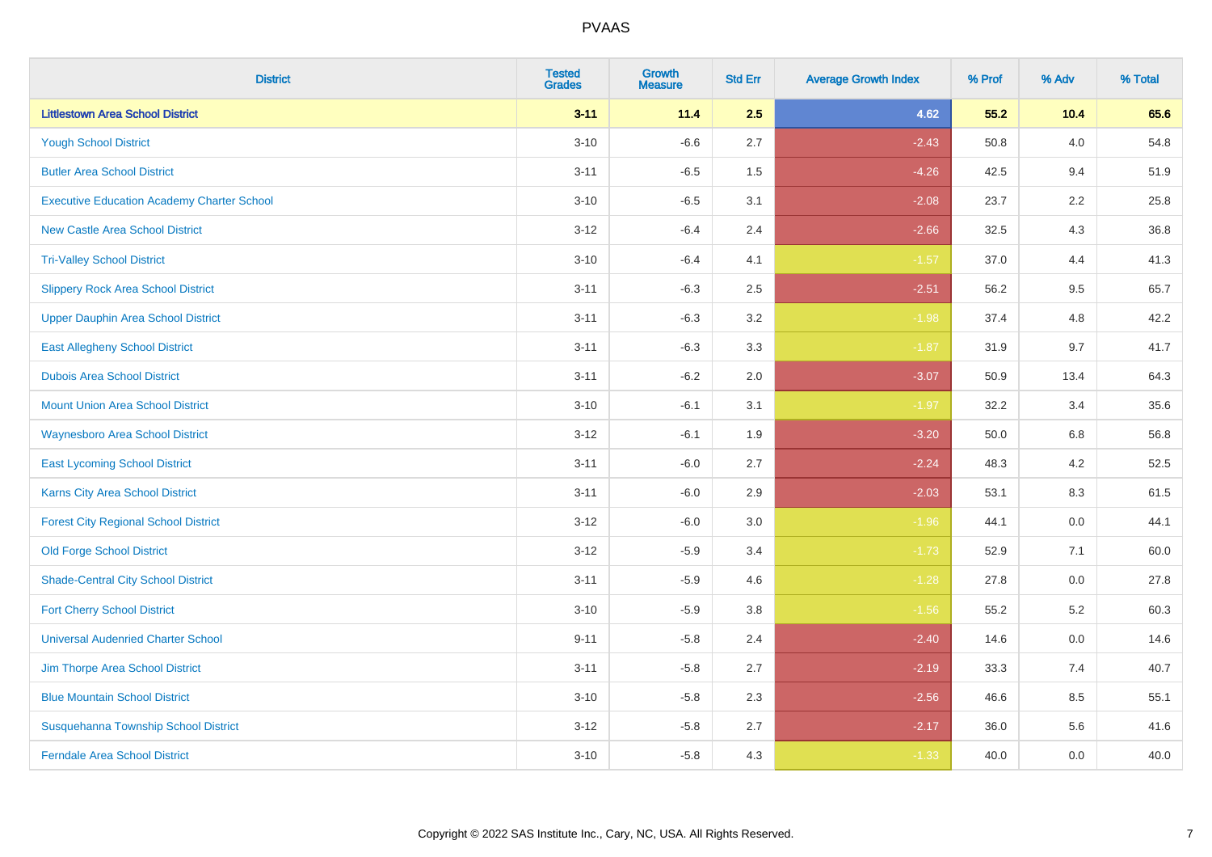| District | Tested Grades | Growth Measure | Std Err | Average Growth Index | % Prof | % Adv | % Total |
|---|---|---|---|---|---|---|---|
| **Littlestown Area School District** | **3-11** | **11.4** | **2.5** | **4.62** | **55.2** | **10.4** | **65.6** |
| Yough School District | 3-10 | -6.6 | 2.7 | -2.43 | 50.8 | 4.0 | 54.8 |
| Butler Area School District | 3-11 | -6.5 | 1.5 | -4.26 | 42.5 | 9.4 | 51.9 |
| Executive Education Academy Charter School | 3-10 | -6.5 | 3.1 | -2.08 | 23.7 | 2.2 | 25.8 |
| New Castle Area School District | 3-12 | -6.4 | 2.4 | -2.66 | 32.5 | 4.3 | 36.8 |
| Tri-Valley School District | 3-10 | -6.4 | 4.1 | -1.57 | 37.0 | 4.4 | 41.3 |
| Slippery Rock Area School District | 3-11 | -6.3 | 2.5 | -2.51 | 56.2 | 9.5 | 65.7 |
| Upper Dauphin Area School District | 3-11 | -6.3 | 3.2 | -1.98 | 37.4 | 4.8 | 42.2 |
| East Allegheny School District | 3-11 | -6.3 | 3.3 | -1.87 | 31.9 | 9.7 | 41.7 |
| Dubois Area School District | 3-11 | -6.2 | 2.0 | -3.07 | 50.9 | 13.4 | 64.3 |
| Mount Union Area School District | 3-10 | -6.1 | 3.1 | -1.97 | 32.2 | 3.4 | 35.6 |
| Waynesboro Area School District | 3-12 | -6.1 | 1.9 | -3.20 | 50.0 | 6.8 | 56.8 |
| East Lycoming School District | 3-11 | -6.0 | 2.7 | -2.24 | 48.3 | 4.2 | 52.5 |
| Karns City Area School District | 3-11 | -6.0 | 2.9 | -2.03 | 53.1 | 8.3 | 61.5 |
| Forest City Regional School District | 3-12 | -6.0 | 3.0 | -1.96 | 44.1 | 0.0 | 44.1 |
| Old Forge School District | 3-12 | -5.9 | 3.4 | -1.73 | 52.9 | 7.1 | 60.0 |
| Shade-Central City School District | 3-11 | -5.9 | 4.6 | -1.28 | 27.8 | 0.0 | 27.8 |
| Fort Cherry School District | 3-10 | -5.9 | 3.8 | -1.56 | 55.2 | 5.2 | 60.3 |
| Universal Audenried Charter School | 9-11 | -5.8 | 2.4 | -2.40 | 14.6 | 0.0 | 14.6 |
| Jim Thorpe Area School District | 3-11 | -5.8 | 2.7 | -2.19 | 33.3 | 7.4 | 40.7 |
| Blue Mountain School District | 3-10 | -5.8 | 2.3 | -2.56 | 46.6 | 8.5 | 55.1 |
| Susquehanna Township School District | 3-12 | -5.8 | 2.7 | -2.17 | 36.0 | 5.6 | 41.6 |
| Ferndale Area School District | 3-10 | -5.8 | 4.3 | -1.33 | 40.0 | 0.0 | 40.0 |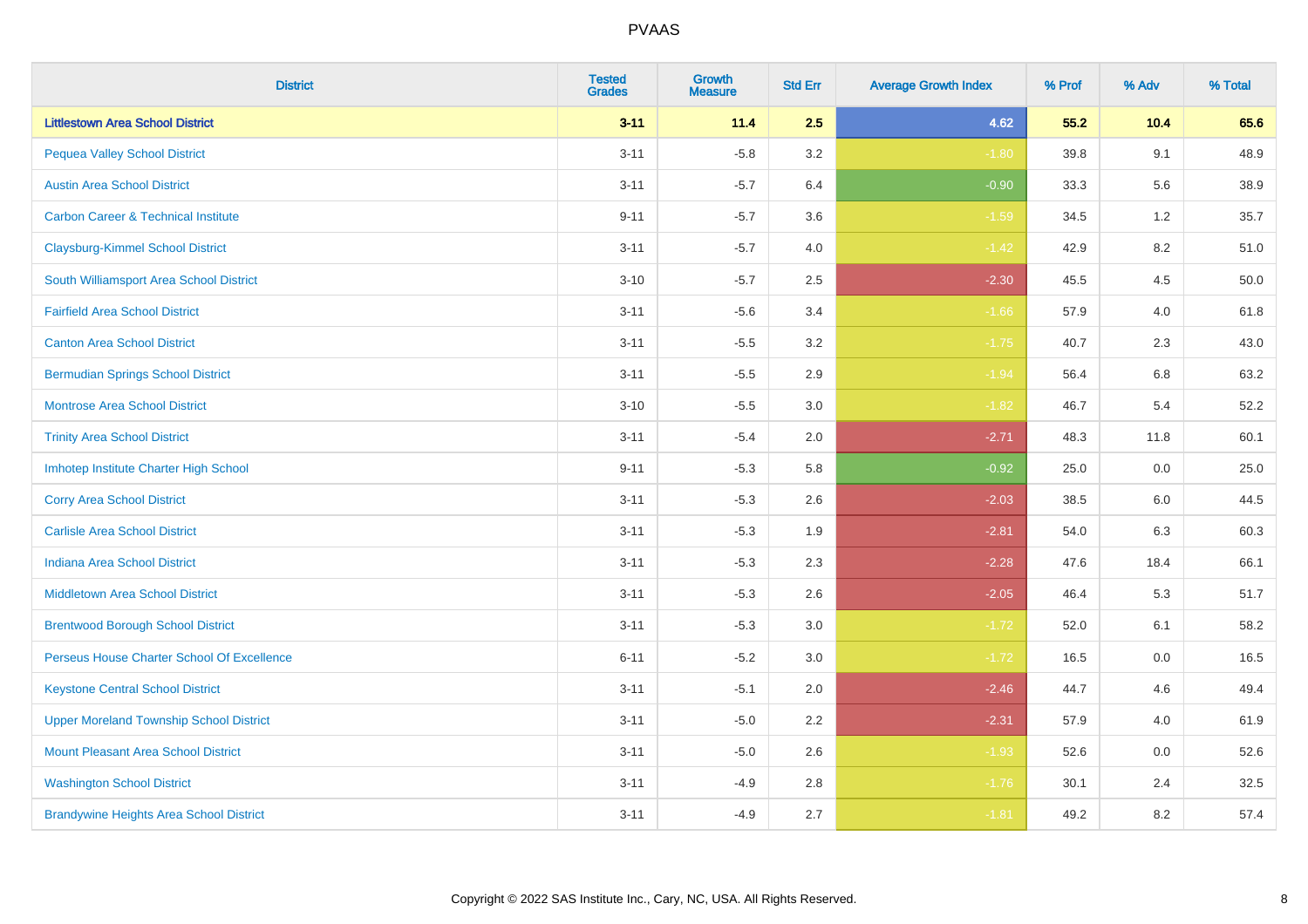| District | Tested Grades | Growth Measure | Std Err | Average Growth Index | % Prof | % Adv | % Total |
|---|---|---|---|---|---|---|---|
| **Littlestown Area School District** | **3-11** | **11.4** | **2.5** | **4.62** | **55.2** | **10.4** | **65.6** |
| Pequea Valley School District | 3-11 | -5.8 | 3.2 | -1.80 | 39.8 | 9.1 | 48.9 |
| Austin Area School District | 3-11 | -5.7 | 6.4 | -0.90 | 33.3 | 5.6 | 38.9 |
| Carbon Career & Technical Institute | 9-11 | -5.7 | 3.6 | -1.59 | 34.5 | 1.2 | 35.7 |
| Claysburg-Kimmel School District | 3-11 | -5.7 | 4.0 | -1.42 | 42.9 | 8.2 | 51.0 |
| South Williamsport Area School District | 3-10 | -5.7 | 2.5 | -2.30 | 45.5 | 4.5 | 50.0 |
| Fairfield Area School District | 3-11 | -5.6 | 3.4 | -1.66 | 57.9 | 4.0 | 61.8 |
| Canton Area School District | 3-11 | -5.5 | 3.2 | -1.75 | 40.7 | 2.3 | 43.0 |
| Bermudian Springs School District | 3-11 | -5.5 | 2.9 | -1.94 | 56.4 | 6.8 | 63.2 |
| Montrose Area School District | 3-10 | -5.5 | 3.0 | -1.82 | 46.7 | 5.4 | 52.2 |
| Trinity Area School District | 3-11 | -5.4 | 2.0 | -2.71 | 48.3 | 11.8 | 60.1 |
| Imhotep Institute Charter High School | 9-11 | -5.3 | 5.8 | -0.92 | 25.0 | 0.0 | 25.0 |
| Corry Area School District | 3-11 | -5.3 | 2.6 | -2.03 | 38.5 | 6.0 | 44.5 |
| Carlisle Area School District | 3-11 | -5.3 | 1.9 | -2.81 | 54.0 | 6.3 | 60.3 |
| Indiana Area School District | 3-11 | -5.3 | 2.3 | -2.28 | 47.6 | 18.4 | 66.1 |
| Middletown Area School District | 3-11 | -5.3 | 2.6 | -2.05 | 46.4 | 5.3 | 51.7 |
| Brentwood Borough School District | 3-11 | -5.3 | 3.0 | -1.72 | 52.0 | 6.1 | 58.2 |
| Perseus House Charter School Of Excellence | 6-11 | -5.2 | 3.0 | -1.72 | 16.5 | 0.0 | 16.5 |
| Keystone Central School District | 3-11 | -5.1 | 2.0 | -2.46 | 44.7 | 4.6 | 49.4 |
| Upper Moreland Township School District | 3-11 | -5.0 | 2.2 | -2.31 | 57.9 | 4.0 | 61.9 |
| Mount Pleasant Area School District | 3-11 | -5.0 | 2.6 | -1.93 | 52.6 | 0.0 | 52.6 |
| Washington School District | 3-11 | -4.9 | 2.8 | -1.76 | 30.1 | 2.4 | 32.5 |
| Brandywine Heights Area School District | 3-11 | -4.9 | 2.7 | -1.81 | 49.2 | 8.2 | 57.4 |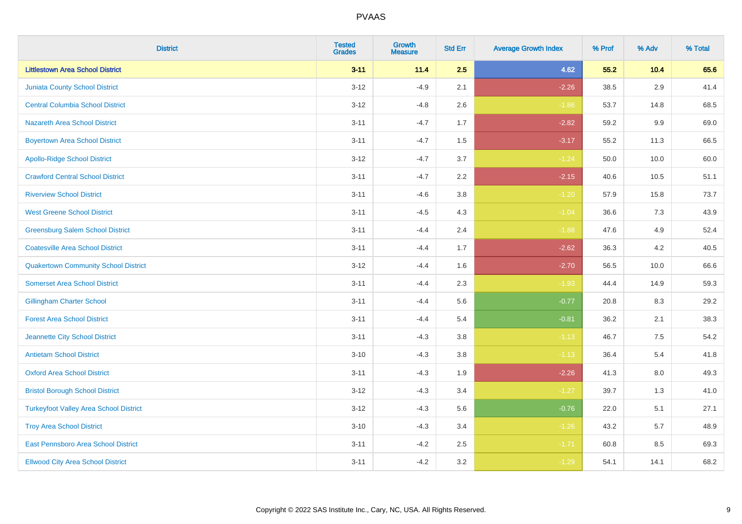| District | Tested Grades | Growth Measure | Std Err | Average Growth Index | % Prof | % Adv | % Total |
|---|---|---|---|---|---|---|---|
| **Littlestown Area School District** | **3-11** | **11.4** | **2.5** | **4.62** | **55.2** | **10.4** | **65.6** |
| Juniata County School District | 3-12 | -4.9 | 2.1 | -2.26 | 38.5 | 2.9 | 41.4 |
| Central Columbia School District | 3-12 | -4.8 | 2.6 | -1.86 | 53.7 | 14.8 | 68.5 |
| Nazareth Area School District | 3-11 | -4.7 | 1.7 | -2.82 | 59.2 | 9.9 | 69.0 |
| Boyertown Area School District | 3-11 | -4.7 | 1.5 | -3.17 | 55.2 | 11.3 | 66.5 |
| Apollo-Ridge School District | 3-12 | -4.7 | 3.7 | -1.24 | 50.0 | 10.0 | 60.0 |
| Crawford Central School District | 3-11 | -4.7 | 2.2 | -2.15 | 40.6 | 10.5 | 51.1 |
| Riverview School District | 3-11 | -4.6 | 3.8 | -1.20 | 57.9 | 15.8 | 73.7 |
| West Greene School District | 3-11 | -4.5 | 4.3 | -1.04 | 36.6 | 7.3 | 43.9 |
| Greensburg Salem School District | 3-11 | -4.4 | 2.4 | -1.88 | 47.6 | 4.9 | 52.4 |
| Coatesville Area School District | 3-11 | -4.4 | 1.7 | -2.62 | 36.3 | 4.2 | 40.5 |
| Quakertown Community School District | 3-12 | -4.4 | 1.6 | -2.70 | 56.5 | 10.0 | 66.6 |
| Somerset Area School District | 3-11 | -4.4 | 2.3 | -1.93 | 44.4 | 14.9 | 59.3 |
| Gillingham Charter School | 3-11 | -4.4 | 5.6 | -0.77 | 20.8 | 8.3 | 29.2 |
| Forest Area School District | 3-11 | -4.4 | 5.4 | -0.81 | 36.2 | 2.1 | 38.3 |
| Jeannette City School District | 3-11 | -4.3 | 3.8 | -1.13 | 46.7 | 7.5 | 54.2 |
| Antietam School District | 3-10 | -4.3 | 3.8 | -1.13 | 36.4 | 5.4 | 41.8 |
| Oxford Area School District | 3-11 | -4.3 | 1.9 | -2.26 | 41.3 | 8.0 | 49.3 |
| Bristol Borough School District | 3-12 | -4.3 | 3.4 | -1.27 | 39.7 | 1.3 | 41.0 |
| Turkeyfoot Valley Area School District | 3-12 | -4.3 | 5.6 | -0.76 | 22.0 | 5.1 | 27.1 |
| Troy Area School District | 3-10 | -4.3 | 3.4 | -1.26 | 43.2 | 5.7 | 48.9 |
| East Pennsboro Area School District | 3-11 | -4.2 | 2.5 | -1.71 | 60.8 | 8.5 | 69.3 |
| Ellwood City Area School District | 3-11 | -4.2 | 3.2 | -1.29 | 54.1 | 14.1 | 68.2 |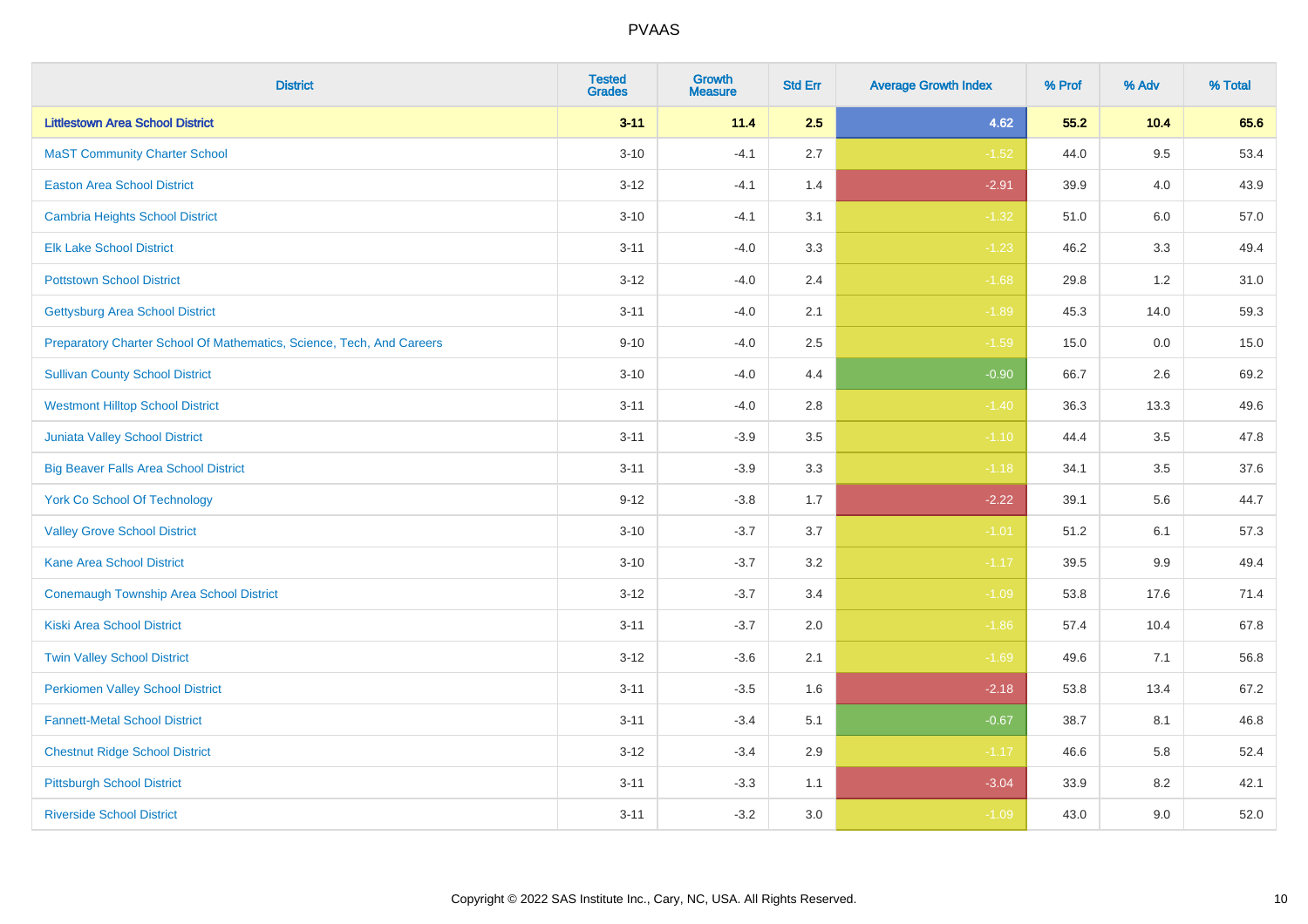| District | Tested Grades | Growth Measure | Std Err | Average Growth Index | % Prof | % Adv | % Total |
|---|---|---|---|---|---|---|---|
| **Littlestown Area School District** | **3-11** | **11.4** | **2.5** | **4.62** | **55.2** | **10.4** | **65.6** |
| MaST Community Charter School | 3-10 | -4.1 | 2.7 | -1.52 | 44.0 | 9.5 | 53.4 |
| Easton Area School District | 3-12 | -4.1 | 1.4 | -2.91 | 39.9 | 4.0 | 43.9 |
| Cambria Heights School District | 3-10 | -4.1 | 3.1 | -1.32 | 51.0 | 6.0 | 57.0 |
| Elk Lake School District | 3-11 | -4.0 | 3.3 | -1.23 | 46.2 | 3.3 | 49.4 |
| Pottstown School District | 3-12 | -4.0 | 2.4 | -1.68 | 29.8 | 1.2 | 31.0 |
| Gettysburg Area School District | 3-11 | -4.0 | 2.1 | -1.89 | 45.3 | 14.0 | 59.3 |
| Preparatory Charter School Of Mathematics, Science, Tech, And Careers | 9-10 | -4.0 | 2.5 | -1.59 | 15.0 | 0.0 | 15.0 |
| Sullivan County School District | 3-10 | -4.0 | 4.4 | -0.90 | 66.7 | 2.6 | 69.2 |
| Westmont Hilltop School District | 3-11 | -4.0 | 2.8 | -1.40 | 36.3 | 13.3 | 49.6 |
| Juniata Valley School District | 3-11 | -3.9 | 3.5 | -1.10 | 44.4 | 3.5 | 47.8 |
| Big Beaver Falls Area School District | 3-11 | -3.9 | 3.3 | -1.18 | 34.1 | 3.5 | 37.6 |
| York Co School Of Technology | 9-12 | -3.8 | 1.7 | -2.22 | 39.1 | 5.6 | 44.7 |
| Valley Grove School District | 3-10 | -3.7 | 3.7 | -1.01 | 51.2 | 6.1 | 57.3 |
| Kane Area School District | 3-10 | -3.7 | 3.2 | -1.17 | 39.5 | 9.9 | 49.4 |
| Conemaugh Township Area School District | 3-12 | -3.7 | 3.4 | -1.09 | 53.8 | 17.6 | 71.4 |
| Kiski Area School District | 3-11 | -3.7 | 2.0 | -1.86 | 57.4 | 10.4 | 67.8 |
| Twin Valley School District | 3-12 | -3.6 | 2.1 | -1.69 | 49.6 | 7.1 | 56.8 |
| Perkiomen Valley School District | 3-11 | -3.5 | 1.6 | -2.18 | 53.8 | 13.4 | 67.2 |
| Fannett-Metal School District | 3-11 | -3.4 | 5.1 | -0.67 | 38.7 | 8.1 | 46.8 |
| Chestnut Ridge School District | 3-12 | -3.4 | 2.9 | -1.17 | 46.6 | 5.8 | 52.4 |
| Pittsburgh School District | 3-11 | -3.3 | 1.1 | -3.04 | 33.9 | 8.2 | 42.1 |
| Riverside School District | 3-11 | -3.2 | 3.0 | -1.09 | 43.0 | 9.0 | 52.0 |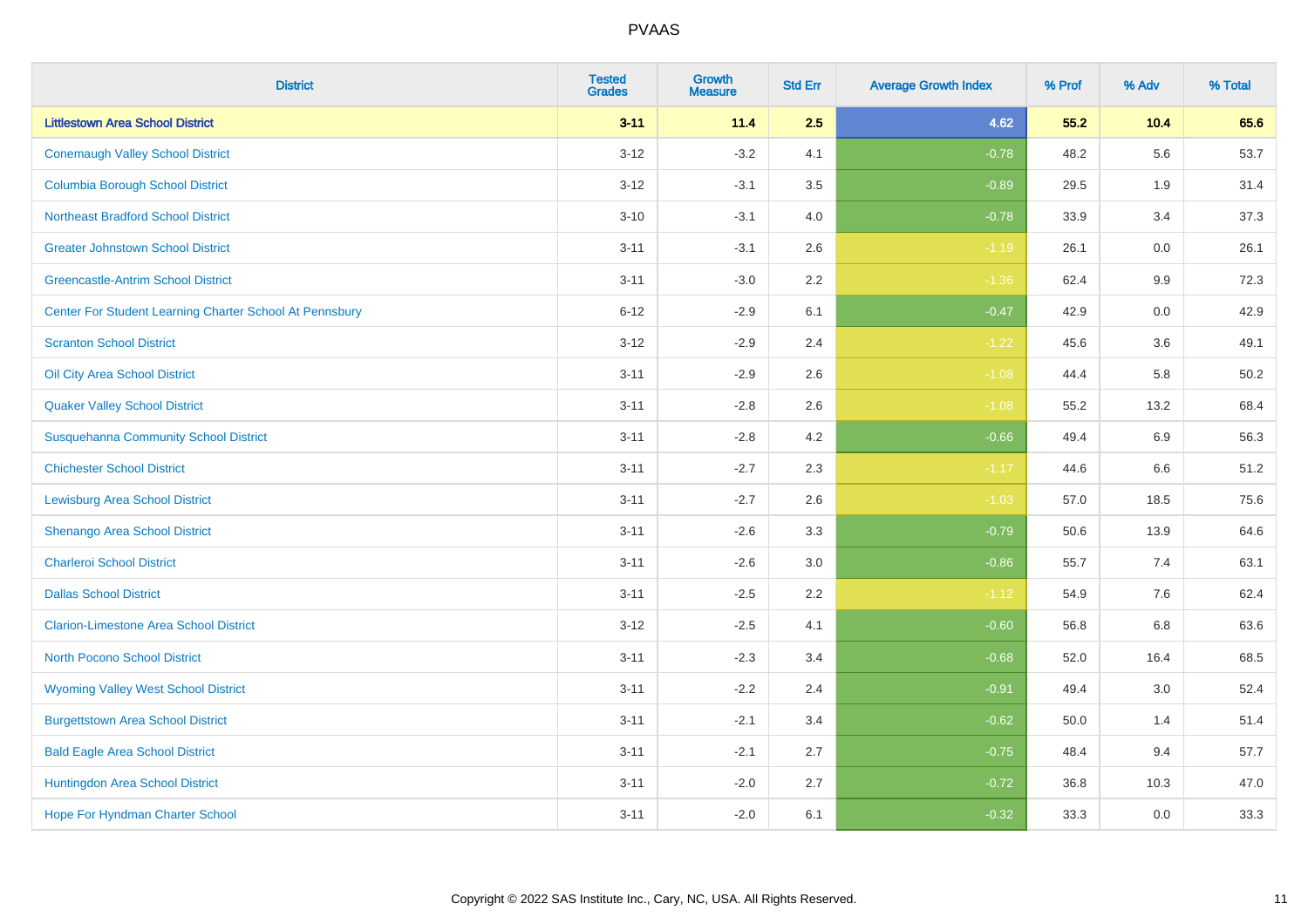| District | Tested Grades | Growth Measure | Std Err | Average Growth Index | % Prof | % Adv | % Total |
|---|---|---|---|---|---|---|---|
| **Littlestown Area School District** | **3-11** | **11.4** | **2.5** | **4.62** | **55.2** | **10.4** | **65.6** |
| Conemaugh Valley School District | 3-12 | -3.2 | 4.1 | -0.78 | 48.2 | 5.6 | 53.7 |
| Columbia Borough School District | 3-12 | -3.1 | 3.5 | -0.89 | 29.5 | 1.9 | 31.4 |
| Northeast Bradford School District | 3-10 | -3.1 | 4.0 | -0.78 | 33.9 | 3.4 | 37.3 |
| Greater Johnstown School District | 3-11 | -3.1 | 2.6 | -1.19 | 26.1 | 0.0 | 26.1 |
| Greencastle-Antrim School District | 3-11 | -3.0 | 2.2 | -1.36 | 62.4 | 9.9 | 72.3 |
| Center For Student Learning Charter School At Pennsbury | 6-12 | -2.9 | 6.1 | -0.47 | 42.9 | 0.0 | 42.9 |
| Scranton School District | 3-12 | -2.9 | 2.4 | -1.22 | 45.6 | 3.6 | 49.1 |
| Oil City Area School District | 3-11 | -2.9 | 2.6 | -1.08 | 44.4 | 5.8 | 50.2 |
| Quaker Valley School District | 3-11 | -2.8 | 2.6 | -1.08 | 55.2 | 13.2 | 68.4 |
| Susquehanna Community School District | 3-11 | -2.8 | 4.2 | -0.66 | 49.4 | 6.9 | 56.3 |
| Chichester School District | 3-11 | -2.7 | 2.3 | -1.17 | 44.6 | 6.6 | 51.2 |
| Lewisburg Area School District | 3-11 | -2.7 | 2.6 | -1.03 | 57.0 | 18.5 | 75.6 |
| Shenango Area School District | 3-11 | -2.6 | 3.3 | -0.79 | 50.6 | 13.9 | 64.6 |
| Charleroi School District | 3-11 | -2.6 | 3.0 | -0.86 | 55.7 | 7.4 | 63.1 |
| Dallas School District | 3-11 | -2.5 | 2.2 | -1.12 | 54.9 | 7.6 | 62.4 |
| Clarion-Limestone Area School District | 3-12 | -2.5 | 4.1 | -0.60 | 56.8 | 6.8 | 63.6 |
| North Pocono School District | 3-11 | -2.3 | 3.4 | -0.68 | 52.0 | 16.4 | 68.5 |
| Wyoming Valley West School District | 3-11 | -2.2 | 2.4 | -0.91 | 49.4 | 3.0 | 52.4 |
| Burgettstown Area School District | 3-11 | -2.1 | 3.4 | -0.62 | 50.0 | 1.4 | 51.4 |
| Bald Eagle Area School District | 3-11 | -2.1 | 2.7 | -0.75 | 48.4 | 9.4 | 57.7 |
| Huntingdon Area School District | 3-11 | -2.0 | 2.7 | -0.72 | 36.8 | 10.3 | 47.0 |
| Hope For Hyndman Charter School | 3-11 | -2.0 | 6.1 | -0.32 | 33.3 | 0.0 | 33.3 |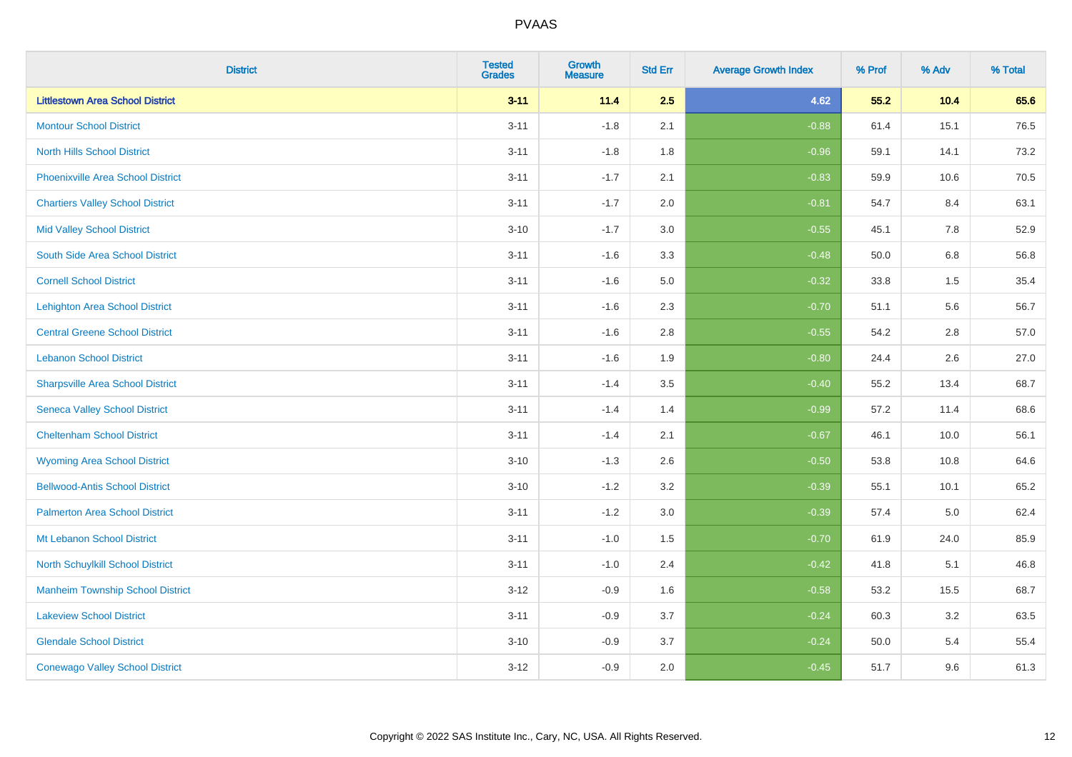# PVAAS

| District | Tested Grades | Growth Measure | Std Err | Average Growth Index | % Prof | % Adv | % Total |
|---|---|---|---|---|---|---|---|
| **Littlestown Area School District** | **3-11** | **11.4** | **2.5** | **4.62** | **55.2** | **10.4** | **65.6** |
| Montour School District | 3-11 | -1.8 | 2.1 | -0.88 | 61.4 | 15.1 | 76.5 |
| North Hills School District | 3-11 | -1.8 | 1.8 | -0.96 | 59.1 | 14.1 | 73.2 |
| Phoenixville Area School District | 3-11 | -1.7 | 2.1 | -0.83 | 59.9 | 10.6 | 70.5 |
| Chartiers Valley School District | 3-11 | -1.7 | 2.0 | -0.81 | 54.7 | 8.4 | 63.1 |
| Mid Valley School District | 3-10 | -1.7 | 3.0 | -0.55 | 45.1 | 7.8 | 52.9 |
| South Side Area School District | 3-11 | -1.6 | 3.3 | -0.48 | 50.0 | 6.8 | 56.8 |
| Cornell School District | 3-11 | -1.6 | 5.0 | -0.32 | 33.8 | 1.5 | 35.4 |
| Lehighton Area School District | 3-11 | -1.6 | 2.3 | -0.70 | 51.1 | 5.6 | 56.7 |
| Central Greene School District | 3-11 | -1.6 | 2.8 | -0.55 | 54.2 | 2.8 | 57.0 |
| Lebanon School District | 3-11 | -1.6 | 1.9 | -0.80 | 24.4 | 2.6 | 27.0 |
| Sharpsville Area School District | 3-11 | -1.4 | 3.5 | -0.40 | 55.2 | 13.4 | 68.7 |
| Seneca Valley School District | 3-11 | -1.4 | 1.4 | -0.99 | 57.2 | 11.4 | 68.6 |
| Cheltenham School District | 3-11 | -1.4 | 2.1 | -0.67 | 46.1 | 10.0 | 56.1 |
| Wyoming Area School District | 3-10 | -1.3 | 2.6 | -0.50 | 53.8 | 10.8 | 64.6 |
| Bellwood-Antis School District | 3-10 | -1.2 | 3.2 | -0.39 | 55.1 | 10.1 | 65.2 |
| Palmerton Area School District | 3-11 | -1.2 | 3.0 | -0.39 | 57.4 | 5.0 | 62.4 |
| Mt Lebanon School District | 3-11 | -1.0 | 1.5 | -0.70 | 61.9 | 24.0 | 85.9 |
| North Schuylkill School District | 3-11 | -1.0 | 2.4 | -0.42 | 41.8 | 5.1 | 46.8 |
| Manheim Township School District | 3-12 | -0.9 | 1.6 | -0.58 | 53.2 | 15.5 | 68.7 |
| Lakeview School District | 3-11 | -0.9 | 3.7 | -0.24 | 60.3 | 3.2 | 63.5 |
| Glendale School District | 3-10 | -0.9 | 3.7 | -0.24 | 50.0 | 5.4 | 55.4 |
| Conewago Valley School District | 3-12 | -0.9 | 2.0 | -0.45 | 51.7 | 9.6 | 61.3 |

Copyright © 2022 SAS Institute Inc., Cary, NC, USA. All Rights Reserved.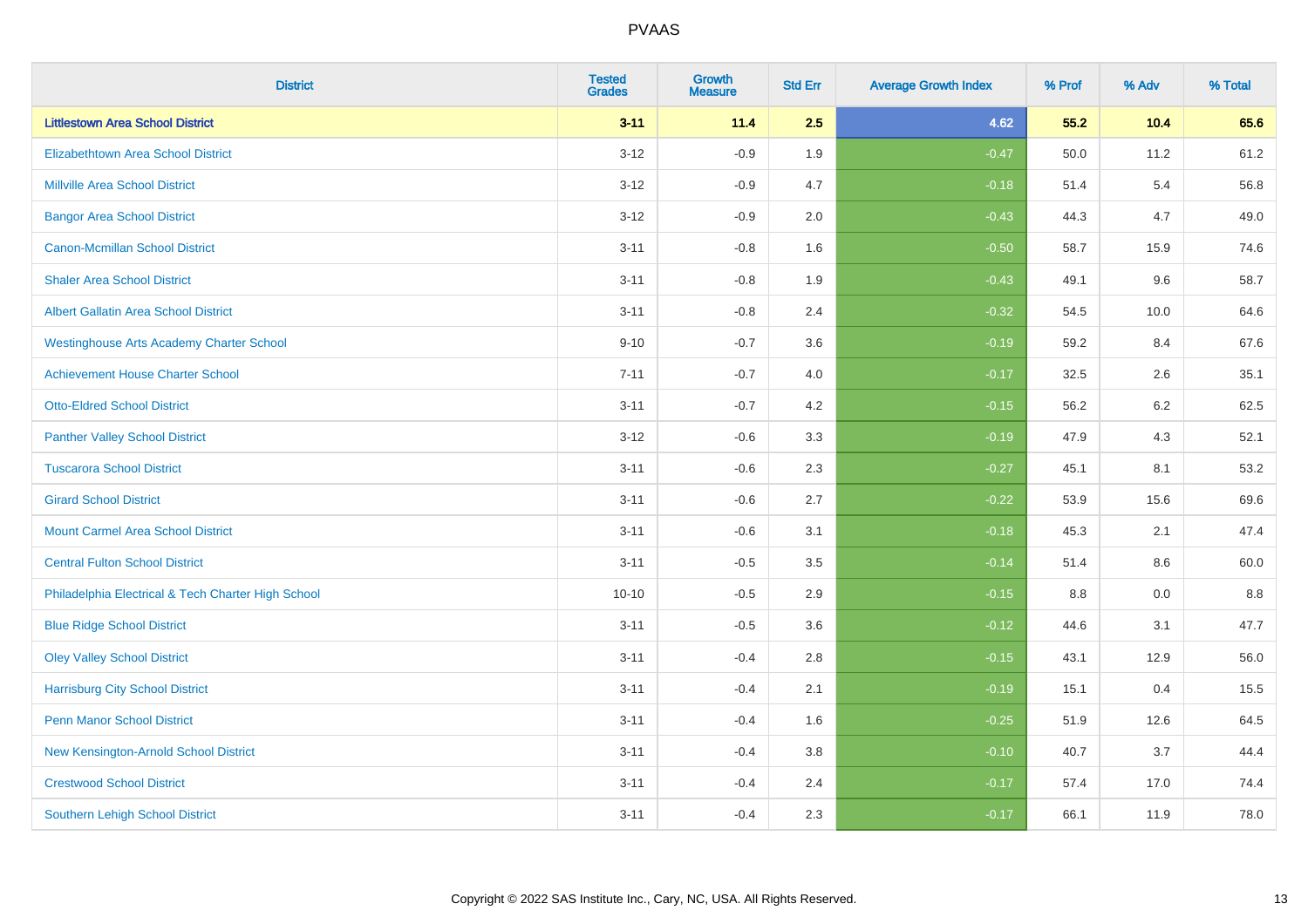# PVAAS

| District | Tested Grades | Growth Measure | Std Err | Average Growth Index | % Prof | % Adv | % Total |
|---|---|---|---|---|---|---|---|
| **Littlestown Area School District** | **3-11** | **11.4** | **2.5** | **4.62** | **55.2** | **10.4** | **65.6** |
| Elizabethtown Area School District | 3-12 | -0.9 | 1.9 | -0.47 | 50.0 | 11.2 | 61.2 |
| Millville Area School District | 3-12 | -0.9 | 4.7 | -0.18 | 51.4 | 5.4 | 56.8 |
| Bangor Area School District | 3-12 | -0.9 | 2.0 | -0.43 | 44.3 | 4.7 | 49.0 |
| Canon-Mcmillan School District | 3-11 | -0.8 | 1.6 | -0.50 | 58.7 | 15.9 | 74.6 |
| Shaler Area School District | 3-11 | -0.8 | 1.9 | -0.43 | 49.1 | 9.6 | 58.7 |
| Albert Gallatin Area School District | 3-11 | -0.8 | 2.4 | -0.32 | 54.5 | 10.0 | 64.6 |
| Westinghouse Arts Academy Charter School | 9-10 | -0.7 | 3.6 | -0.19 | 59.2 | 8.4 | 67.6 |
| Achievement House Charter School | 7-11 | -0.7 | 4.0 | -0.17 | 32.5 | 2.6 | 35.1 |
| Otto-Eldred School District | 3-11 | -0.7 | 4.2 | -0.15 | 56.2 | 6.2 | 62.5 |
| Panther Valley School District | 3-12 | -0.6 | 3.3 | -0.19 | 47.9 | 4.3 | 52.1 |
| Tuscarora School District | 3-11 | -0.6 | 2.3 | -0.27 | 45.1 | 8.1 | 53.2 |
| Girard School District | 3-11 | -0.6 | 2.7 | -0.22 | 53.9 | 15.6 | 69.6 |
| Mount Carmel Area School District | 3-11 | -0.6 | 3.1 | -0.18 | 45.3 | 2.1 | 47.4 |
| Central Fulton School District | 3-11 | -0.5 | 3.5 | -0.14 | 51.4 | 8.6 | 60.0 |
| Philadelphia Electrical & Tech Charter High School | 10-10 | -0.5 | 2.9 | -0.15 | 8.8 | 0.0 | 8.8 |
| Blue Ridge School District | 3-11 | -0.5 | 3.6 | -0.12 | 44.6 | 3.1 | 47.7 |
| Oley Valley School District | 3-11 | -0.4 | 2.8 | -0.15 | 43.1 | 12.9 | 56.0 |
| Harrisburg City School District | 3-11 | -0.4 | 2.1 | -0.19 | 15.1 | 0.4 | 15.5 |
| Penn Manor School District | 3-11 | -0.4 | 1.6 | -0.25 | 51.9 | 12.6 | 64.5 |
| New Kensington-Arnold School District | 3-11 | -0.4 | 3.8 | -0.10 | 40.7 | 3.7 | 44.4 |
| Crestwood School District | 3-11 | -0.4 | 2.4 | -0.17 | 57.4 | 17.0 | 74.4 |
| Southern Lehigh School District | 3-11 | -0.4 | 2.3 | -0.17 | 66.1 | 11.9 | 78.0 |

Copyright © 2022 SAS Institute Inc., Cary, NC, USA. All Rights Reserved.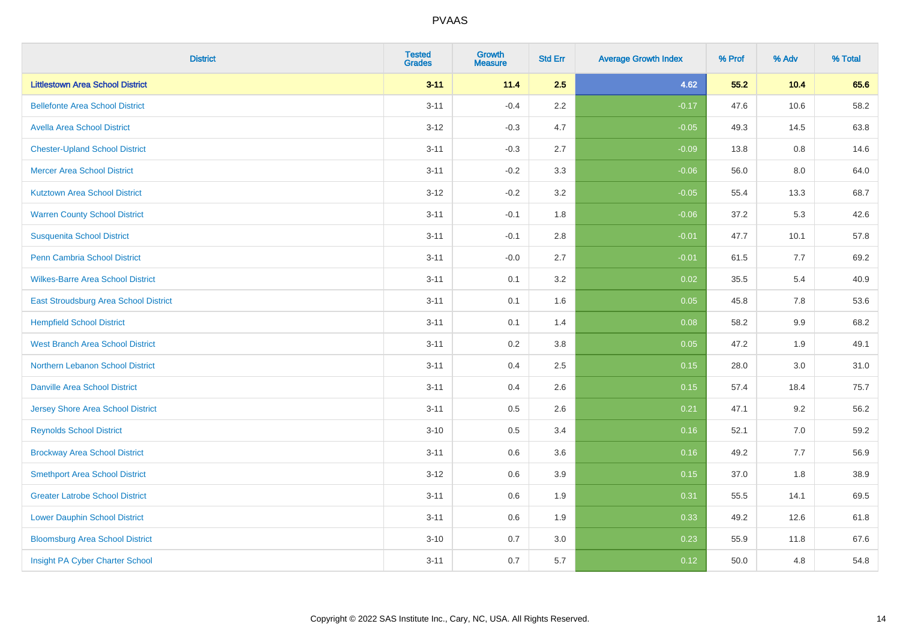# PVAAS

| District | Tested Grades | Growth Measure | Std Err | Average Growth Index | % Prof | % Adv | % Total |
|---|---|---|---|---|---|---|---|
| **Littlestown Area School District** | **3-11** | **11.4** | **2.5** | **4.62** | **55.2** | **10.4** | **65.6** |
| Bellefonte Area School District | 3-11 | -0.4 | 2.2 | -0.17 | 47.6 | 10.6 | 58.2 |
| Avella Area School District | 3-12 | -0.3 | 4.7 | -0.05 | 49.3 | 14.5 | 63.8 |
| Chester-Upland School District | 3-11 | -0.3 | 2.7 | -0.09 | 13.8 | 0.8 | 14.6 |
| Mercer Area School District | 3-11 | -0.2 | 3.3 | -0.06 | 56.0 | 8.0 | 64.0 |
| Kutztown Area School District | 3-12 | -0.2 | 3.2 | -0.05 | 55.4 | 13.3 | 68.7 |
| Warren County School District | 3-11 | -0.1 | 1.8 | -0.06 | 37.2 | 5.3 | 42.6 |
| Susquenita School District | 3-11 | -0.1 | 2.8 | -0.01 | 47.7 | 10.1 | 57.8 |
| Penn Cambria School District | 3-11 | -0.0 | 2.7 | -0.01 | 61.5 | 7.7 | 69.2 |
| Wilkes-Barre Area School District | 3-11 | 0.1 | 3.2 | 0.02 | 35.5 | 5.4 | 40.9 |
| East Stroudsburg Area School District | 3-11 | 0.1 | 1.6 | 0.05 | 45.8 | 7.8 | 53.6 |
| Hempfield School District | 3-11 | 0.1 | 1.4 | 0.08 | 58.2 | 9.9 | 68.2 |
| West Branch Area School District | 3-11 | 0.2 | 3.8 | 0.05 | 47.2 | 1.9 | 49.1 |
| Northern Lebanon School District | 3-11 | 0.4 | 2.5 | 0.15 | 28.0 | 3.0 | 31.0 |
| Danville Area School District | 3-11 | 0.4 | 2.6 | 0.15 | 57.4 | 18.4 | 75.7 |
| Jersey Shore Area School District | 3-11 | 0.5 | 2.6 | 0.21 | 47.1 | 9.2 | 56.2 |
| Reynolds School District | 3-10 | 0.5 | 3.4 | 0.16 | 52.1 | 7.0 | 59.2 |
| Brockway Area School District | 3-11 | 0.6 | 3.6 | 0.16 | 49.2 | 7.7 | 56.9 |
| Smethport Area School District | 3-12 | 0.6 | 3.9 | 0.15 | 37.0 | 1.8 | 38.9 |
| Greater Latrobe School District | 3-11 | 0.6 | 1.9 | 0.31 | 55.5 | 14.1 | 69.5 |
| Lower Dauphin School District | 3-11 | 0.6 | 1.9 | 0.33 | 49.2 | 12.6 | 61.8 |
| Bloomsburg Area School District | 3-10 | 0.7 | 3.0 | 0.23 | 55.9 | 11.8 | 67.6 |
| Insight PA Cyber Charter School | 3-11 | 0.7 | 5.7 | 0.12 | 50.0 | 4.8 | 54.8 |

Copyright © 2022 SAS Institute Inc., Cary, NC, USA. All Rights Reserved.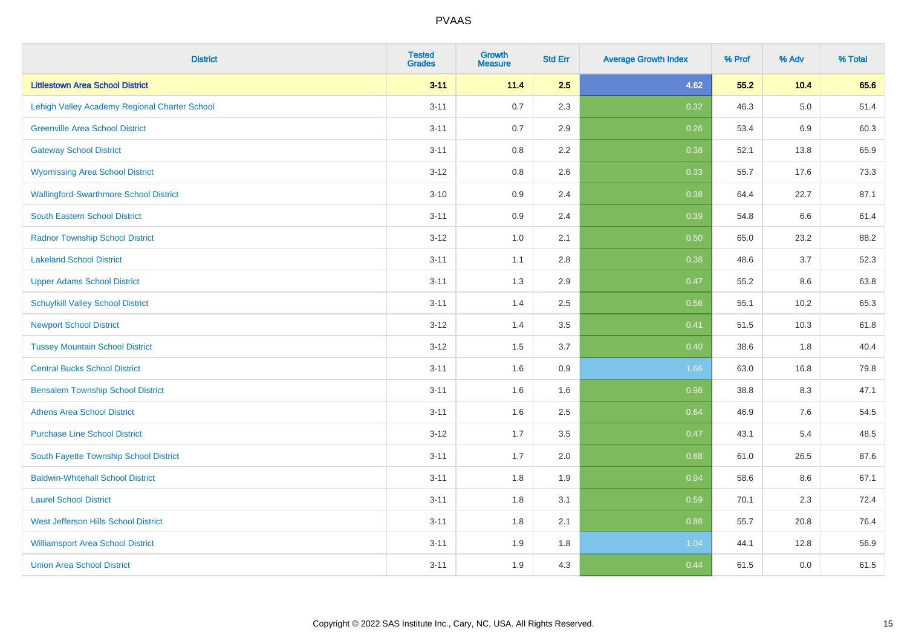| District | Tested Grades | Growth Measure | Std Err | Average Growth Index | % Prof | % Adv | % Total |
|---|---|---|---|---|---|---|---|
| **Littlestown Area School District** | **3-11** | **11.4** | **2.5** | **4.62** | **55.2** | **10.4** | **65.6** |
| Lehigh Valley Academy Regional Charter School | 3-11 | 0.7 | 2.3 | 0.32 | 46.3 | 5.0 | 51.4 |
| Greenville Area School District | 3-11 | 0.7 | 2.9 | 0.26 | 53.4 | 6.9 | 60.3 |
| Gateway School District | 3-11 | 0.8 | 2.2 | 0.38 | 52.1 | 13.8 | 65.9 |
| Wyomissing Area School District | 3-12 | 0.8 | 2.6 | 0.33 | 55.7 | 17.6 | 73.3 |
| Wallingford-Swarthmore School District | 3-10 | 0.9 | 2.4 | 0.38 | 64.4 | 22.7 | 87.1 |
| South Eastern School District | 3-11 | 0.9 | 2.4 | 0.39 | 54.8 | 6.6 | 61.4 |
| Radnor Township School District | 3-12 | 1.0 | 2.1 | 0.50 | 65.0 | 23.2 | 88.2 |
| Lakeland School District | 3-11 | 1.1 | 2.8 | 0.38 | 48.6 | 3.7 | 52.3 |
| Upper Adams School District | 3-11 | 1.3 | 2.9 | 0.47 | 55.2 | 8.6 | 63.8 |
| Schuylkill Valley School District | 3-11 | 1.4 | 2.5 | 0.56 | 55.1 | 10.2 | 65.3 |
| Newport School District | 3-12 | 1.4 | 3.5 | 0.41 | 51.5 | 10.3 | 61.8 |
| Tussey Mountain School District | 3-12 | 1.5 | 3.7 | 0.40 | 38.6 | 1.8 | 40.4 |
| Central Bucks School District | 3-11 | 1.6 | 0.9 | 1.66 | 63.0 | 16.8 | 79.8 |
| Bensalem Township School District | 3-11 | 1.6 | 1.6 | 0.98 | 38.8 | 8.3 | 47.1 |
| Athens Area School District | 3-11 | 1.6 | 2.5 | 0.64 | 46.9 | 7.6 | 54.5 |
| Purchase Line School District | 3-12 | 1.7 | 3.5 | 0.47 | 43.1 | 5.4 | 48.5 |
| South Fayette Township School District | 3-11 | 1.7 | 2.0 | 0.88 | 61.0 | 26.5 | 87.6 |
| Baldwin-Whitehall School District | 3-11 | 1.8 | 1.9 | 0.94 | 58.6 | 8.6 | 67.1 |
| Laurel School District | 3-11 | 1.8 | 3.1 | 0.59 | 70.1 | 2.3 | 72.4 |
| West Jefferson Hills School District | 3-11 | 1.8 | 2.1 | 0.88 | 55.7 | 20.8 | 76.4 |
| Williamsport Area School District | 3-11 | 1.9 | 1.8 | 1.04 | 44.1 | 12.8 | 56.9 |
| Union Area School District | 3-11 | 1.9 | 4.3 | 0.44 | 61.5 | 0.0 | 61.5 |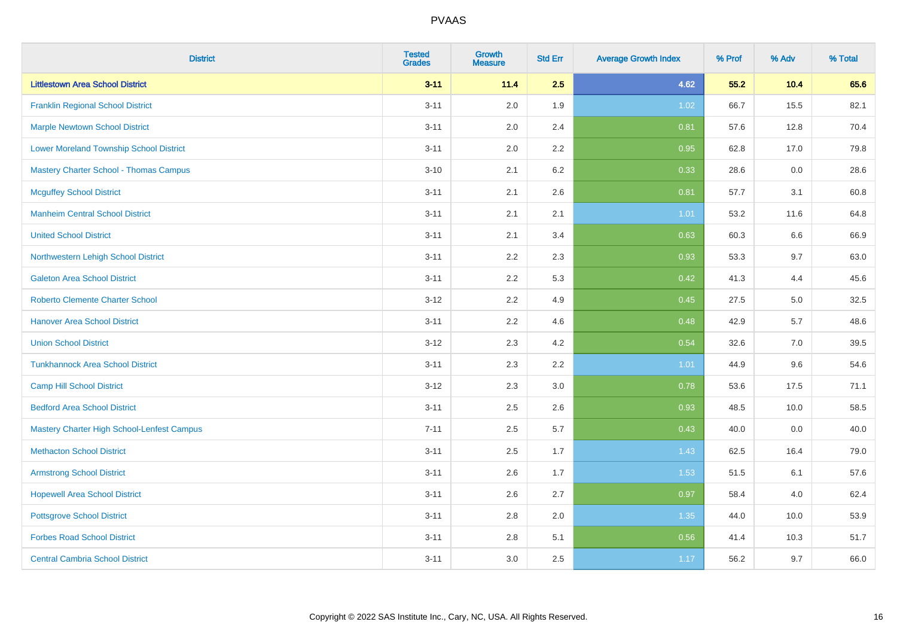# PVAAS

| District | Tested Grades | Growth Measure | Std Err | Average Growth Index | % Prof | % Adv | % Total |
|---|---|---|---|---|---|---|---|
| **Littlestown Area School District** | **3-11** | **11.4** | **2.5** | **4.62** | **55.2** | **10.4** | **65.6** |
| Franklin Regional School District | 3-11 | 2.0 | 1.9 | 1.02 | 66.7 | 15.5 | 82.1 |
| Marple Newtown School District | 3-11 | 2.0 | 2.4 | 0.81 | 57.6 | 12.8 | 70.4 |
| Lower Moreland Township School District | 3-11 | 2.0 | 2.2 | 0.95 | 62.8 | 17.0 | 79.8 |
| Mastery Charter School - Thomas Campus | 3-10 | 2.1 | 6.2 | 0.33 | 28.6 | 0.0 | 28.6 |
| Mcguffey School District | 3-11 | 2.1 | 2.6 | 0.81 | 57.7 | 3.1 | 60.8 |
| Manheim Central School District | 3-11 | 2.1 | 2.1 | 1.01 | 53.2 | 11.6 | 64.8 |
| United School District | 3-11 | 2.1 | 3.4 | 0.63 | 60.3 | 6.6 | 66.9 |
| Northwestern Lehigh School District | 3-11 | 2.2 | 2.3 | 0.93 | 53.3 | 9.7 | 63.0 |
| Galeton Area School District | 3-11 | 2.2 | 5.3 | 0.42 | 41.3 | 4.4 | 45.6 |
| Roberto Clemente Charter School | 3-12 | 2.2 | 4.9 | 0.45 | 27.5 | 5.0 | 32.5 |
| Hanover Area School District | 3-11 | 2.2 | 4.6 | 0.48 | 42.9 | 5.7 | 48.6 |
| Union School District | 3-12 | 2.3 | 4.2 | 0.54 | 32.6 | 7.0 | 39.5 |
| Tunkhannock Area School District | 3-11 | 2.3 | 2.2 | 1.01 | 44.9 | 9.6 | 54.6 |
| Camp Hill School District | 3-12 | 2.3 | 3.0 | 0.78 | 53.6 | 17.5 | 71.1 |
| Bedford Area School District | 3-11 | 2.5 | 2.6 | 0.93 | 48.5 | 10.0 | 58.5 |
| Mastery Charter High School-Lenfest Campus | 7-11 | 2.5 | 5.7 | 0.43 | 40.0 | 0.0 | 40.0 |
| Methacton School District | 3-11 | 2.5 | 1.7 | 1.43 | 62.5 | 16.4 | 79.0 |
| Armstrong School District | 3-11 | 2.6 | 1.7 | 1.53 | 51.5 | 6.1 | 57.6 |
| Hopewell Area School District | 3-11 | 2.6 | 2.7 | 0.97 | 58.4 | 4.0 | 62.4 |
| Pottsgrove School District | 3-11 | 2.8 | 2.0 | 1.35 | 44.0 | 10.0 | 53.9 |
| Forbes Road School District | 3-11 | 2.8 | 5.1 | 0.56 | 41.4 | 10.3 | 51.7 |
| Central Cambria School District | 3-11 | 3.0 | 2.5 | 1.17 | 56.2 | 9.7 | 66.0 |

Copyright © 2022 SAS Institute Inc., Cary, NC, USA. All Rights Reserved.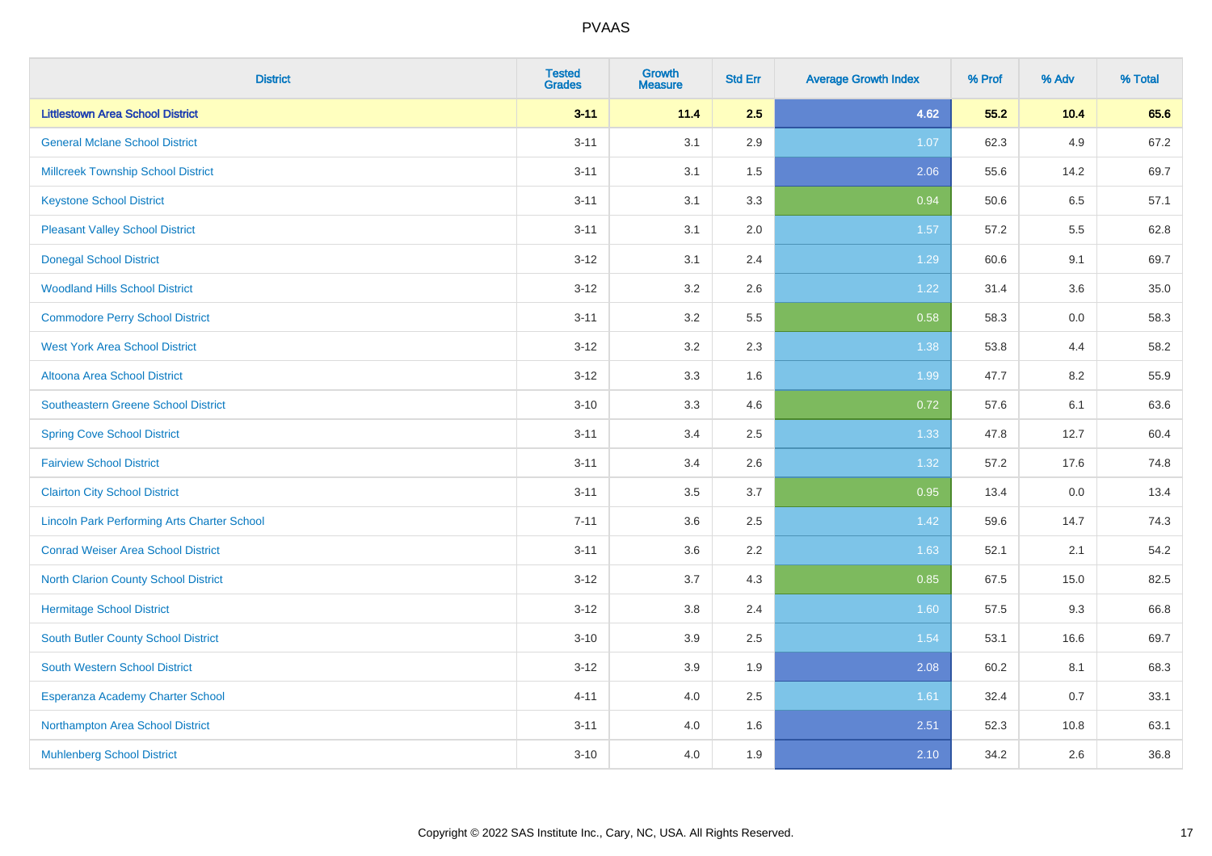| District | Tested Grades | Growth Measure | Std Err | Average Growth Index | % Prof | % Adv | % Total |
|---|---|---|---|---|---|---|---|
| **Littlestown Area School District** | **3-11** | **11.4** | **2.5** | **4.62** | **55.2** | **10.4** | **65.6** |
| General Mclane School District | 3-11 | 3.1 | 2.9 | 1.07 | 62.3 | 4.9 | 67.2 |
| Millcreek Township School District | 3-11 | 3.1 | 1.5 | 2.06 | 55.6 | 14.2 | 69.7 |
| Keystone School District | 3-11 | 3.1 | 3.3 | 0.94 | 50.6 | 6.5 | 57.1 |
| Pleasant Valley School District | 3-11 | 3.1 | 2.0 | 1.57 | 57.2 | 5.5 | 62.8 |
| Donegal School District | 3-12 | 3.1 | 2.4 | 1.29 | 60.6 | 9.1 | 69.7 |
| Woodland Hills School District | 3-12 | 3.2 | 2.6 | 1.22 | 31.4 | 3.6 | 35.0 |
| Commodore Perry School District | 3-11 | 3.2 | 5.5 | 0.58 | 58.3 | 0.0 | 58.3 |
| West York Area School District | 3-12 | 3.2 | 2.3 | 1.38 | 53.8 | 4.4 | 58.2 |
| Altoona Area School District | 3-12 | 3.3 | 1.6 | 1.99 | 47.7 | 8.2 | 55.9 |
| Southeastern Greene School District | 3-10 | 3.3 | 4.6 | 0.72 | 57.6 | 6.1 | 63.6 |
| Spring Cove School District | 3-11 | 3.4 | 2.5 | 1.33 | 47.8 | 12.7 | 60.4 |
| Fairview School District | 3-11 | 3.4 | 2.6 | 1.32 | 57.2 | 17.6 | 74.8 |
| Clairton City School District | 3-11 | 3.5 | 3.7 | 0.95 | 13.4 | 0.0 | 13.4 |
| Lincoln Park Performing Arts Charter School | 7-11 | 3.6 | 2.5 | 1.42 | 59.6 | 14.7 | 74.3 |
| Conrad Weiser Area School District | 3-11 | 3.6 | 2.2 | 1.63 | 52.1 | 2.1 | 54.2 |
| North Clarion County School District | 3-12 | 3.7 | 4.3 | 0.85 | 67.5 | 15.0 | 82.5 |
| Hermitage School District | 3-12 | 3.8 | 2.4 | 1.60 | 57.5 | 9.3 | 66.8 |
| South Butler County School District | 3-10 | 3.9 | 2.5 | 1.54 | 53.1 | 16.6 | 69.7 |
| South Western School District | 3-12 | 3.9 | 1.9 | 2.08 | 60.2 | 8.1 | 68.3 |
| Esperanza Academy Charter School | 4-11 | 4.0 | 2.5 | 1.61 | 32.4 | 0.7 | 33.1 |
| Northampton Area School District | 3-11 | 4.0 | 1.6 | 2.51 | 52.3 | 10.8 | 63.1 |
| Muhlenberg School District | 3-10 | 4.0 | 1.9 | 2.10 | 34.2 | 2.6 | 36.8 |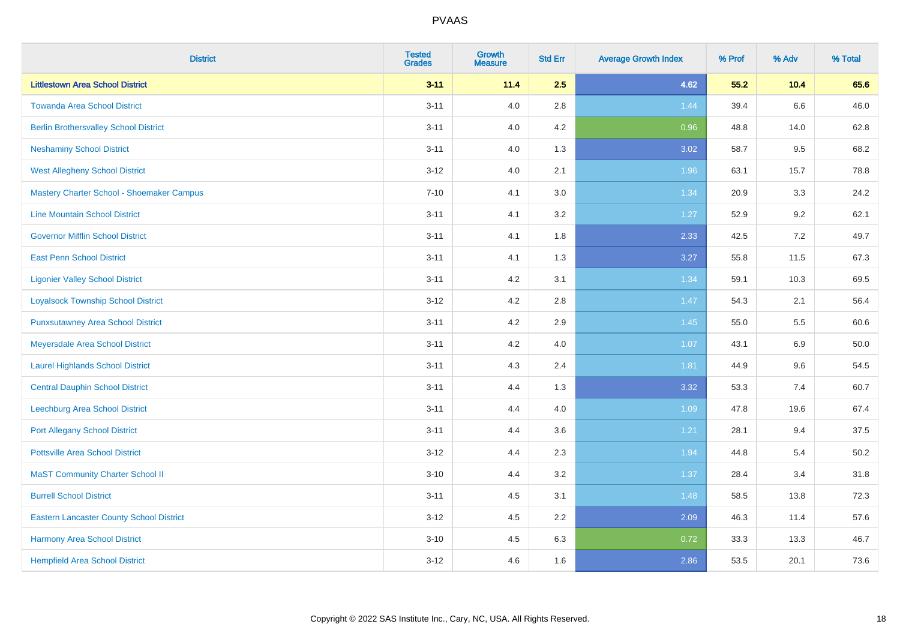| District | Tested Grades | Growth Measure | Std Err | Average Growth Index | % Prof | % Adv | % Total |
|---|---|---|---|---|---|---|---|
| **Littlestown Area School District** | **3-11** | **11.4** | **2.5** | **4.62** | **55.2** | **10.4** | **65.6** |
| Towanda Area School District | 3-11 | 4.0 | 2.8 | 1.44 | 39.4 | 6.6 | 46.0 |
| Berlin Brothersvalley School District | 3-11 | 4.0 | 4.2 | 0.96 | 48.8 | 14.0 | 62.8 |
| Neshaminy School District | 3-11 | 4.0 | 1.3 | 3.02 | 58.7 | 9.5 | 68.2 |
| West Allegheny School District | 3-12 | 4.0 | 2.1 | 1.96 | 63.1 | 15.7 | 78.8 |
| Mastery Charter School - Shoemaker Campus | 7-10 | 4.1 | 3.0 | 1.34 | 20.9 | 3.3 | 24.2 |
| Line Mountain School District | 3-11 | 4.1 | 3.2 | 1.27 | 52.9 | 9.2 | 62.1 |
| Governor Mifflin School District | 3-11 | 4.1 | 1.8 | 2.33 | 42.5 | 7.2 | 49.7 |
| East Penn School District | 3-11 | 4.1 | 1.3 | 3.27 | 55.8 | 11.5 | 67.3 |
| Ligonier Valley School District | 3-11 | 4.2 | 3.1 | 1.34 | 59.1 | 10.3 | 69.5 |
| Loyalsock Township School District | 3-12 | 4.2 | 2.8 | 1.47 | 54.3 | 2.1 | 56.4 |
| Punxsutawney Area School District | 3-11 | 4.2 | 2.9 | 1.45 | 55.0 | 5.5 | 60.6 |
| Meyersdale Area School District | 3-11 | 4.2 | 4.0 | 1.07 | 43.1 | 6.9 | 50.0 |
| Laurel Highlands School District | 3-11 | 4.3 | 2.4 | 1.81 | 44.9 | 9.6 | 54.5 |
| Central Dauphin School District | 3-11 | 4.4 | 1.3 | 3.32 | 53.3 | 7.4 | 60.7 |
| Leechburg Area School District | 3-11 | 4.4 | 4.0 | 1.09 | 47.8 | 19.6 | 67.4 |
| Port Allegany School District | 3-11 | 4.4 | 3.6 | 1.21 | 28.1 | 9.4 | 37.5 |
| Pottsville Area School District | 3-12 | 4.4 | 2.3 | 1.94 | 44.8 | 5.4 | 50.2 |
| MaST Community Charter School II | 3-10 | 4.4 | 3.2 | 1.37 | 28.4 | 3.4 | 31.8 |
| Burrell School District | 3-11 | 4.5 | 3.1 | 1.48 | 58.5 | 13.8 | 72.3 |
| Eastern Lancaster County School District | 3-12 | 4.5 | 2.2 | 2.09 | 46.3 | 11.4 | 57.6 |
| Harmony Area School District | 3-10 | 4.5 | 6.3 | 0.72 | 33.3 | 13.3 | 46.7 |
| Hempfield Area School District | 3-12 | 4.6 | 1.6 | 2.86 | 53.5 | 20.1 | 73.6 |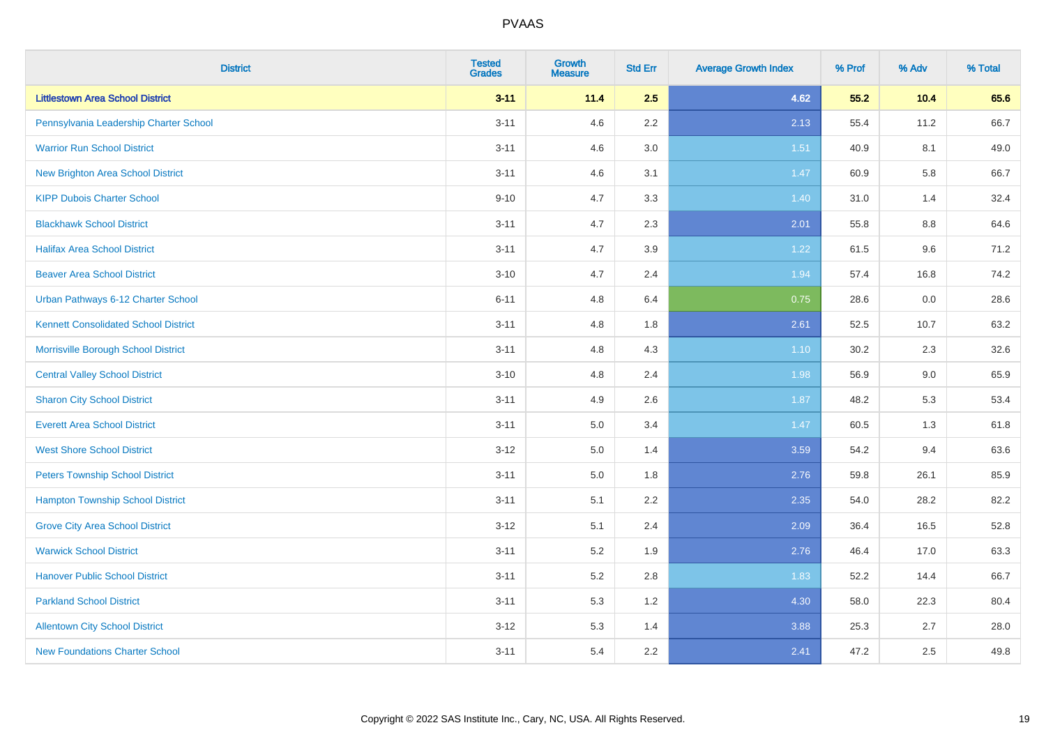| District | Tested Grades | Growth Measure | Std Err | Average Growth Index | % Prof | % Adv | % Total |
|---|---|---|---|---|---|---|---|
| **Littlestown Area School District** | **3-11** | **11.4** | **2.5** | **4.62** | **55.2** | **10.4** | **65.6** |
| Pennsylvania Leadership Charter School | 3-11 | 4.6 | 2.2 | 2.13 | 55.4 | 11.2 | 66.7 |
| Warrior Run School District | 3-11 | 4.6 | 3.0 | 1.51 | 40.9 | 8.1 | 49.0 |
| New Brighton Area School District | 3-11 | 4.6 | 3.1 | 1.47 | 60.9 | 5.8 | 66.7 |
| KIPP Dubois Charter School | 9-10 | 4.7 | 3.3 | 1.40 | 31.0 | 1.4 | 32.4 |
| Blackhawk School District | 3-11 | 4.7 | 2.3 | 2.01 | 55.8 | 8.8 | 64.6 |
| Halifax Area School District | 3-11 | 4.7 | 3.9 | 1.22 | 61.5 | 9.6 | 71.2 |
| Beaver Area School District | 3-10 | 4.7 | 2.4 | 1.94 | 57.4 | 16.8 | 74.2 |
| Urban Pathways 6-12 Charter School | 6-11 | 4.8 | 6.4 | 0.75 | 28.6 | 0.0 | 28.6 |
| Kennett Consolidated School District | 3-11 | 4.8 | 1.8 | 2.61 | 52.5 | 10.7 | 63.2 |
| Morrisville Borough School District | 3-11 | 4.8 | 4.3 | 1.10 | 30.2 | 2.3 | 32.6 |
| Central Valley School District | 3-10 | 4.8 | 2.4 | 1.98 | 56.9 | 9.0 | 65.9 |
| Sharon City School District | 3-11 | 4.9 | 2.6 | 1.87 | 48.2 | 5.3 | 53.4 |
| Everett Area School District | 3-11 | 5.0 | 3.4 | 1.47 | 60.5 | 1.3 | 61.8 |
| West Shore School District | 3-12 | 5.0 | 1.4 | 3.59 | 54.2 | 9.4 | 63.6 |
| Peters Township School District | 3-11 | 5.0 | 1.8 | 2.76 | 59.8 | 26.1 | 85.9 |
| Hampton Township School District | 3-11 | 5.1 | 2.2 | 2.35 | 54.0 | 28.2 | 82.2 |
| Grove City Area School District | 3-12 | 5.1 | 2.4 | 2.09 | 36.4 | 16.5 | 52.8 |
| Warwick School District | 3-11 | 5.2 | 1.9 | 2.76 | 46.4 | 17.0 | 63.3 |
| Hanover Public School District | 3-11 | 5.2 | 2.8 | 1.83 | 52.2 | 14.4 | 66.7 |
| Parkland School District | 3-11 | 5.3 | 1.2 | 4.30 | 58.0 | 22.3 | 80.4 |
| Allentown City School District | 3-12 | 5.3 | 1.4 | 3.88 | 25.3 | 2.7 | 28.0 |
| New Foundations Charter School | 3-11 | 5.4 | 2.2 | 2.41 | 47.2 | 2.5 | 49.8 |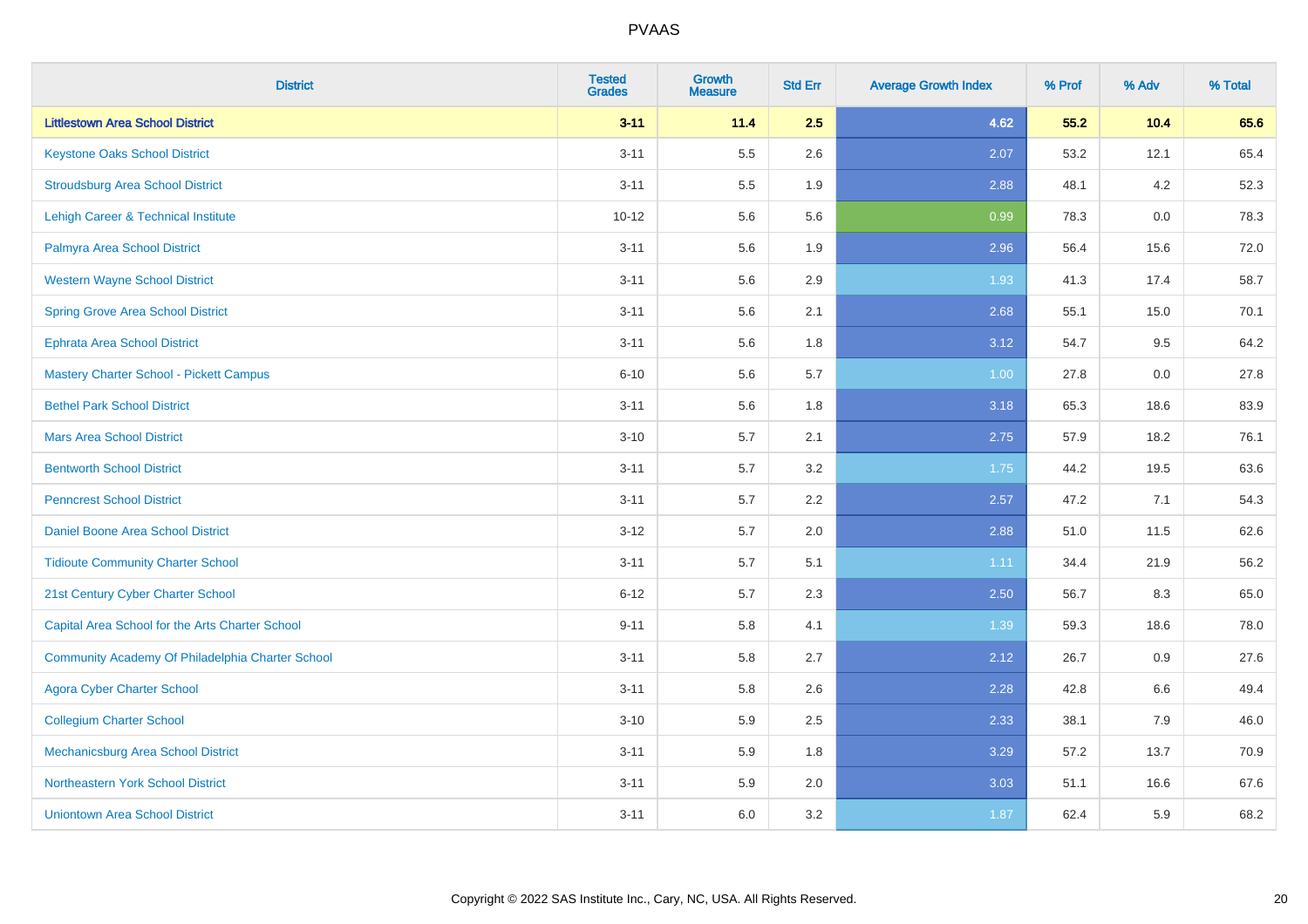| District | Tested Grades | Growth Measure | Std Err | Average Growth Index | % Prof | % Adv | % Total |
|---|---|---|---|---|---|---|---|
| **Littlestown Area School District** | **3-11** | **11.4** | **2.5** | **4.62** | **55.2** | **10.4** | **65.6** |
| Keystone Oaks School District | 3-11 | 5.5 | 2.6 | 2.07 | 53.2 | 12.1 | 65.4 |
| Stroudsburg Area School District | 3-11 | 5.5 | 1.9 | 2.88 | 48.1 | 4.2 | 52.3 |
| Lehigh Career & Technical Institute | 10-12 | 5.6 | 5.6 | 0.99 | 78.3 | 0.0 | 78.3 |
| Palmyra Area School District | 3-11 | 5.6 | 1.9 | 2.96 | 56.4 | 15.6 | 72.0 |
| Western Wayne School District | 3-11 | 5.6 | 2.9 | 1.93 | 41.3 | 17.4 | 58.7 |
| Spring Grove Area School District | 3-11 | 5.6 | 2.1 | 2.68 | 55.1 | 15.0 | 70.1 |
| Ephrata Area School District | 3-11 | 5.6 | 1.8 | 3.12 | 54.7 | 9.5 | 64.2 |
| Mastery Charter School - Pickett Campus | 6-10 | 5.6 | 5.7 | 1.00 | 27.8 | 0.0 | 27.8 |
| Bethel Park School District | 3-11 | 5.6 | 1.8 | 3.18 | 65.3 | 18.6 | 83.9 |
| Mars Area School District | 3-10 | 5.7 | 2.1 | 2.75 | 57.9 | 18.2 | 76.1 |
| Bentworth School District | 3-11 | 5.7 | 3.2 | 1.75 | 44.2 | 19.5 | 63.6 |
| Penncrest School District | 3-11 | 5.7 | 2.2 | 2.57 | 47.2 | 7.1 | 54.3 |
| Daniel Boone Area School District | 3-12 | 5.7 | 2.0 | 2.88 | 51.0 | 11.5 | 62.6 |
| Tidioute Community Charter School | 3-11 | 5.7 | 5.1 | 1.11 | 34.4 | 21.9 | 56.2 |
| 21st Century Cyber Charter School | 6-12 | 5.7 | 2.3 | 2.50 | 56.7 | 8.3 | 65.0 |
| Capital Area School for the Arts Charter School | 9-11 | 5.8 | 4.1 | 1.39 | 59.3 | 18.6 | 78.0 |
| Community Academy Of Philadelphia Charter School | 3-11 | 5.8 | 2.7 | 2.12 | 26.7 | 0.9 | 27.6 |
| Agora Cyber Charter School | 3-11 | 5.8 | 2.6 | 2.28 | 42.8 | 6.6 | 49.4 |
| Collegium Charter School | 3-10 | 5.9 | 2.5 | 2.33 | 38.1 | 7.9 | 46.0 |
| Mechanicsburg Area School District | 3-11 | 5.9 | 1.8 | 3.29 | 57.2 | 13.7 | 70.9 |
| Northeastern York School District | 3-11 | 5.9 | 2.0 | 3.03 | 51.1 | 16.6 | 67.6 |
| Uniontown Area School District | 3-11 | 6.0 | 3.2 | 1.87 | 62.4 | 5.9 | 68.2 |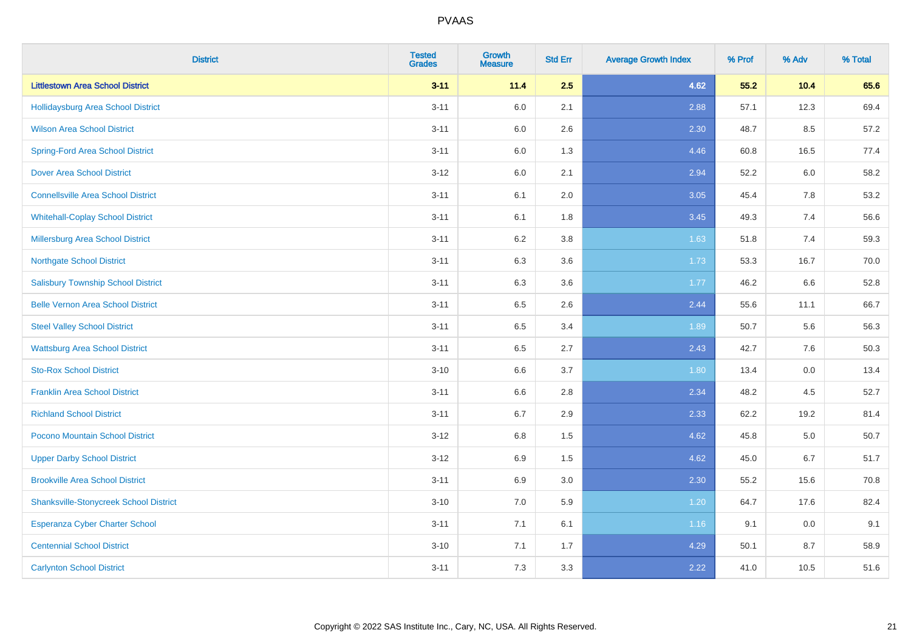# PVAAS

| District | Tested Grades | Growth Measure | Std Err | Average Growth Index | % Prof | % Adv | % Total |
|---|---|---|---|---|---|---|---|
| **Littlestown Area School District** | **3-11** | **11.4** | **2.5** | **4.62** | **55.2** | **10.4** | **65.6** |
| Hollidaysburg Area School District | 3-11 | 6.0 | 2.1 | 2.88 | 57.1 | 12.3 | 69.4 |
| Wilson Area School District | 3-11 | 6.0 | 2.6 | 2.30 | 48.7 | 8.5 | 57.2 |
| Spring-Ford Area School District | 3-11 | 6.0 | 1.3 | 4.46 | 60.8 | 16.5 | 77.4 |
| Dover Area School District | 3-12 | 6.0 | 2.1 | 2.94 | 52.2 | 6.0 | 58.2 |
| Connellsville Area School District | 3-11 | 6.1 | 2.0 | 3.05 | 45.4 | 7.8 | 53.2 |
| Whitehall-Coplay School District | 3-11 | 6.1 | 1.8 | 3.45 | 49.3 | 7.4 | 56.6 |
| Millersburg Area School District | 3-11 | 6.2 | 3.8 | 1.63 | 51.8 | 7.4 | 59.3 |
| Northgate School District | 3-11 | 6.3 | 3.6 | 1.73 | 53.3 | 16.7 | 70.0 |
| Salisbury Township School District | 3-11 | 6.3 | 3.6 | 1.77 | 46.2 | 6.6 | 52.8 |
| Belle Vernon Area School District | 3-11 | 6.5 | 2.6 | 2.44 | 55.6 | 11.1 | 66.7 |
| Steel Valley School District | 3-11 | 6.5 | 3.4 | 1.89 | 50.7 | 5.6 | 56.3 |
| Wattsburg Area School District | 3-11 | 6.5 | 2.7 | 2.43 | 42.7 | 7.6 | 50.3 |
| Sto-Rox School District | 3-10 | 6.6 | 3.7 | 1.80 | 13.4 | 0.0 | 13.4 |
| Franklin Area School District | 3-11 | 6.6 | 2.8 | 2.34 | 48.2 | 4.5 | 52.7 |
| Richland School District | 3-11 | 6.7 | 2.9 | 2.33 | 62.2 | 19.2 | 81.4 |
| Pocono Mountain School District | 3-12 | 6.8 | 1.5 | 4.62 | 45.8 | 5.0 | 50.7 |
| Upper Darby School District | 3-12 | 6.9 | 1.5 | 4.62 | 45.0 | 6.7 | 51.7 |
| Brookville Area School District | 3-11 | 6.9 | 3.0 | 2.30 | 55.2 | 15.6 | 70.8 |
| Shanksville-Stonycreek School District | 3-10 | 7.0 | 5.9 | 1.20 | 64.7 | 17.6 | 82.4 |
| Esperanza Cyber Charter School | 3-11 | 7.1 | 6.1 | 1.16 | 9.1 | 0.0 | 9.1 |
| Centennial School District | 3-10 | 7.1 | 1.7 | 4.29 | 50.1 | 8.7 | 58.9 |
| Carlynton School District | 3-11 | 7.3 | 3.3 | 2.22 | 41.0 | 10.5 | 51.6 |

Copyright © 2022 SAS Institute Inc., Cary, NC, USA. All Rights Reserved.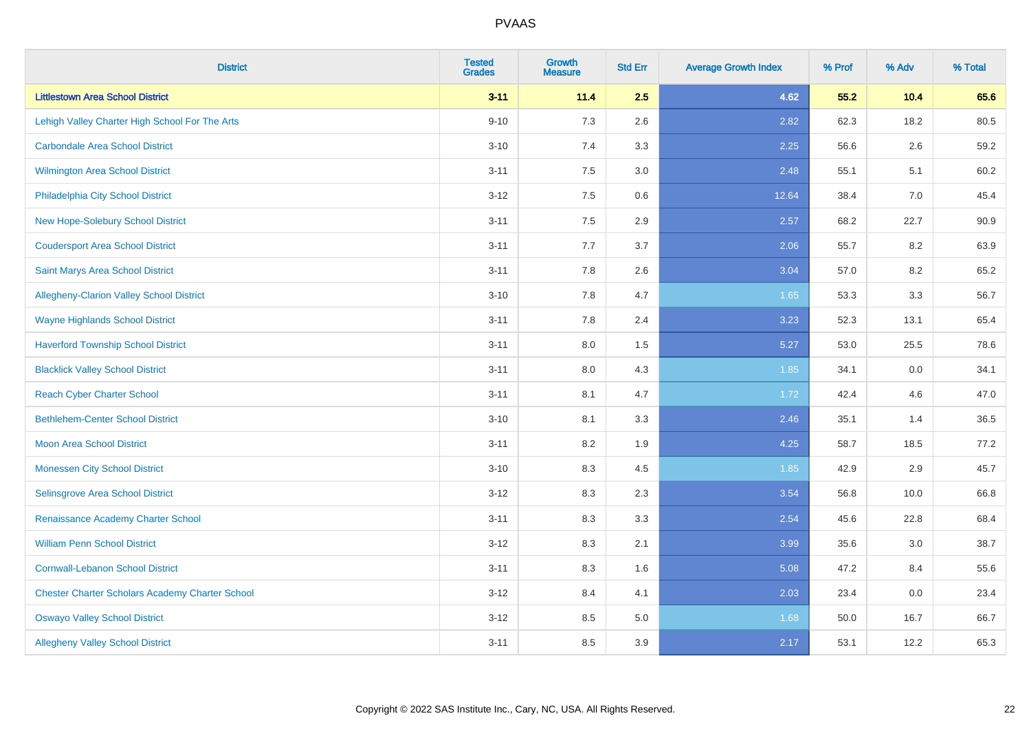# PVAAS

| District | Tested Grades | Growth Measure | Std Err | Average Growth Index | % Prof | % Adv | % Total |
|---|---|---|---|---|---|---|---|
| **Littlestown Area School District** | **3-11** | **11.4** | **2.5** | **4.62** | **55.2** | **10.4** | **65.6** |
| Lehigh Valley Charter High School For The Arts | 9-10 | 7.3 | 2.6 | 2.82 | 62.3 | 18.2 | 80.5 |
| Carbondale Area School District | 3-10 | 7.4 | 3.3 | 2.25 | 56.6 | 2.6 | 59.2 |
| Wilmington Area School District | 3-11 | 7.5 | 3.0 | 2.48 | 55.1 | 5.1 | 60.2 |
| Philadelphia City School District | 3-12 | 7.5 | 0.6 | 12.64 | 38.4 | 7.0 | 45.4 |
| New Hope-Solebury School District | 3-11 | 7.5 | 2.9 | 2.57 | 68.2 | 22.7 | 90.9 |
| Coudersport Area School District | 3-11 | 7.7 | 3.7 | 2.06 | 55.7 | 8.2 | 63.9 |
| Saint Marys Area School District | 3-11 | 7.8 | 2.6 | 3.04 | 57.0 | 8.2 | 65.2 |
| Allegheny-Clarion Valley School District | 3-10 | 7.8 | 4.7 | 1.65 | 53.3 | 3.3 | 56.7 |
| Wayne Highlands School District | 3-11 | 7.8 | 2.4 | 3.23 | 52.3 | 13.1 | 65.4 |
| Haverford Township School District | 3-11 | 8.0 | 1.5 | 5.27 | 53.0 | 25.5 | 78.6 |
| Blacklick Valley School District | 3-11 | 8.0 | 4.3 | 1.85 | 34.1 | 0.0 | 34.1 |
| Reach Cyber Charter School | 3-11 | 8.1 | 4.7 | 1.72 | 42.4 | 4.6 | 47.0 |
| Bethlehem-Center School District | 3-10 | 8.1 | 3.3 | 2.46 | 35.1 | 1.4 | 36.5 |
| Moon Area School District | 3-11 | 8.2 | 1.9 | 4.25 | 58.7 | 18.5 | 77.2 |
| Monessen City School District | 3-10 | 8.3 | 4.5 | 1.85 | 42.9 | 2.9 | 45.7 |
| Selinsgrove Area School District | 3-12 | 8.3 | 2.3 | 3.54 | 56.8 | 10.0 | 66.8 |
| Renaissance Academy Charter School | 3-11 | 8.3 | 3.3 | 2.54 | 45.6 | 22.8 | 68.4 |
| William Penn School District | 3-12 | 8.3 | 2.1 | 3.99 | 35.6 | 3.0 | 38.7 |
| Cornwall-Lebanon School District | 3-11 | 8.3 | 1.6 | 5.08 | 47.2 | 8.4 | 55.6 |
| Chester Charter Scholars Academy Charter School | 3-12 | 8.4 | 4.1 | 2.03 | 23.4 | 0.0 | 23.4 |
| Oswayo Valley School District | 3-12 | 8.5 | 5.0 | 1.68 | 50.0 | 16.7 | 66.7 |
| Allegheny Valley School District | 3-11 | 8.5 | 3.9 | 2.17 | 53.1 | 12.2 | 65.3 |

Copyright © 2022 SAS Institute Inc., Cary, NC, USA. All Rights Reserved.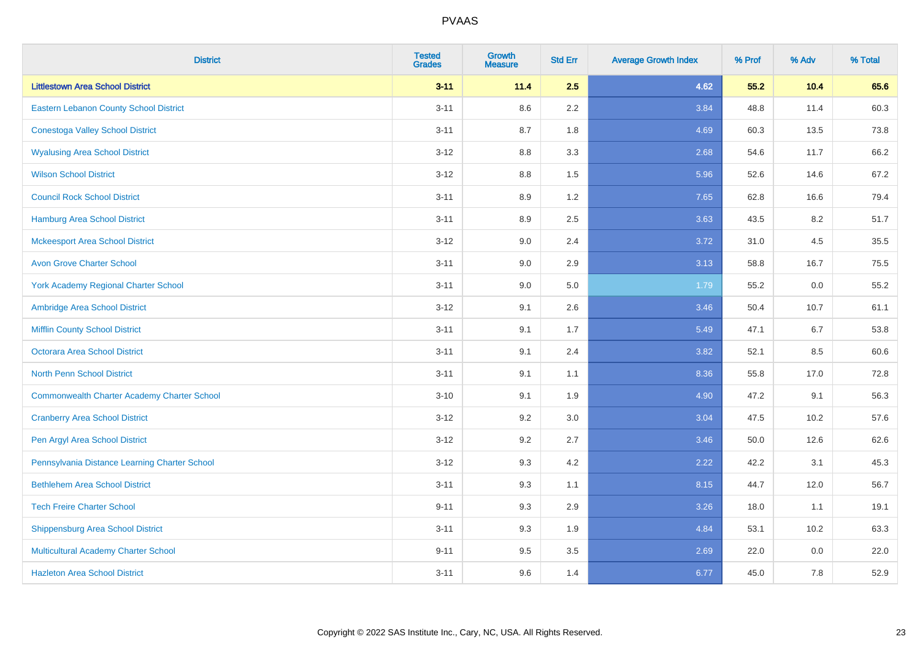# PVAAS

| District | Tested Grades | Growth Measure | Std Err | Average Growth Index | % Prof | % Adv | % Total |
|---|---|---|---|---|---|---|---|
| **Littlestown Area School District** | **3-11** | **11.4** | **2.5** | **4.62** | **55.2** | **10.4** | **65.6** |
| Eastern Lebanon County School District | 3-11 | 8.6 | 2.2 | 3.84 | 48.8 | 11.4 | 60.3 |
| Conestoga Valley School District | 3-11 | 8.7 | 1.8 | 4.69 | 60.3 | 13.5 | 73.8 |
| Wyalusing Area School District | 3-12 | 8.8 | 3.3 | 2.68 | 54.6 | 11.7 | 66.2 |
| Wilson School District | 3-12 | 8.8 | 1.5 | 5.96 | 52.6 | 14.6 | 67.2 |
| Council Rock School District | 3-11 | 8.9 | 1.2 | 7.65 | 62.8 | 16.6 | 79.4 |
| Hamburg Area School District | 3-11 | 8.9 | 2.5 | 3.63 | 43.5 | 8.2 | 51.7 |
| Mckeesport Area School District | 3-12 | 9.0 | 2.4 | 3.72 | 31.0 | 4.5 | 35.5 |
| Avon Grove Charter School | 3-11 | 9.0 | 2.9 | 3.13 | 58.8 | 16.7 | 75.5 |
| York Academy Regional Charter School | 3-11 | 9.0 | 5.0 | 1.79 | 55.2 | 0.0 | 55.2 |
| Ambridge Area School District | 3-12 | 9.1 | 2.6 | 3.46 | 50.4 | 10.7 | 61.1 |
| Mifflin County School District | 3-11 | 9.1 | 1.7 | 5.49 | 47.1 | 6.7 | 53.8 |
| Octorara Area School District | 3-11 | 9.1 | 2.4 | 3.82 | 52.1 | 8.5 | 60.6 |
| North Penn School District | 3-11 | 9.1 | 1.1 | 8.36 | 55.8 | 17.0 | 72.8 |
| Commonwealth Charter Academy Charter School | 3-10 | 9.1 | 1.9 | 4.90 | 47.2 | 9.1 | 56.3 |
| Cranberry Area School District | 3-12 | 9.2 | 3.0 | 3.04 | 47.5 | 10.2 | 57.6 |
| Pen Argyl Area School District | 3-12 | 9.2 | 2.7 | 3.46 | 50.0 | 12.6 | 62.6 |
| Pennsylvania Distance Learning Charter School | 3-12 | 9.3 | 4.2 | 2.22 | 42.2 | 3.1 | 45.3 |
| Bethlehem Area School District | 3-11 | 9.3 | 1.1 | 8.15 | 44.7 | 12.0 | 56.7 |
| Tech Freire Charter School | 9-11 | 9.3 | 2.9 | 3.26 | 18.0 | 1.1 | 19.1 |
| Shippensburg Area School District | 3-11 | 9.3 | 1.9 | 4.84 | 53.1 | 10.2 | 63.3 |
| Multicultural Academy Charter School | 9-11 | 9.5 | 3.5 | 2.69 | 22.0 | 0.0 | 22.0 |
| Hazleton Area School District | 3-11 | 9.6 | 1.4 | 6.77 | 45.0 | 7.8 | 52.9 |

Copyright © 2022 SAS Institute Inc., Cary, NC, USA. All Rights Reserved.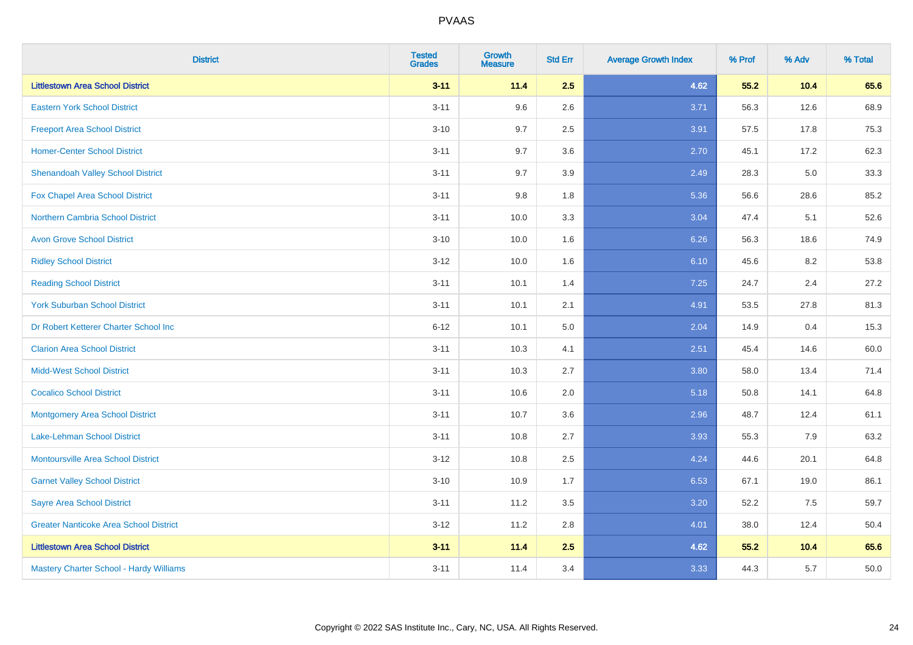# PVAAS

| District | Tested Grades | Growth Measure | Std Err | Average Growth Index | % Prof | % Adv | % Total |
|---|---|---|---|---|---|---|---|
| **Littlestown Area School District** | **3-11** | **11.4** | **2.5** | **4.62** | **55.2** | **10.4** | **65.6** |
| Eastern York School District | 3-11 | 9.6 | 2.6 | 3.71 | 56.3 | 12.6 | 68.9 |
| Freeport Area School District | 3-10 | 9.7 | 2.5 | 3.91 | 57.5 | 17.8 | 75.3 |
| Homer-Center School District | 3-11 | 9.7 | 3.6 | 2.70 | 45.1 | 17.2 | 62.3 |
| Shenandoah Valley School District | 3-11 | 9.7 | 3.9 | 2.49 | 28.3 | 5.0 | 33.3 |
| Fox Chapel Area School District | 3-11 | 9.8 | 1.8 | 5.36 | 56.6 | 28.6 | 85.2 |
| Northern Cambria School District | 3-11 | 10.0 | 3.3 | 3.04 | 47.4 | 5.1 | 52.6 |
| Avon Grove School District | 3-10 | 10.0 | 1.6 | 6.26 | 56.3 | 18.6 | 74.9 |
| Ridley School District | 3-12 | 10.0 | 1.6 | 6.10 | 45.6 | 8.2 | 53.8 |
| Reading School District | 3-11 | 10.1 | 1.4 | 7.25 | 24.7 | 2.4 | 27.2 |
| York Suburban School District | 3-11 | 10.1 | 2.1 | 4.91 | 53.5 | 27.8 | 81.3 |
| Dr Robert Ketterer Charter School Inc | 6-12 | 10.1 | 5.0 | 2.04 | 14.9 | 0.4 | 15.3 |
| Clarion Area School District | 3-11 | 10.3 | 4.1 | 2.51 | 45.4 | 14.6 | 60.0 |
| Midd-West School District | 3-11 | 10.3 | 2.7 | 3.80 | 58.0 | 13.4 | 71.4 |
| Cocalico School District | 3-11 | 10.6 | 2.0 | 5.18 | 50.8 | 14.1 | 64.8 |
| Montgomery Area School District | 3-11 | 10.7 | 3.6 | 2.96 | 48.7 | 12.4 | 61.1 |
| Lake-Lehman School District | 3-11 | 10.8 | 2.7 | 3.93 | 55.3 | 7.9 | 63.2 |
| Montoursville Area School District | 3-12 | 10.8 | 2.5 | 4.24 | 44.6 | 20.1 | 64.8 |
| Garnet Valley School District | 3-10 | 10.9 | 1.7 | 6.53 | 67.1 | 19.0 | 86.1 |
| Sayre Area School District | 3-11 | 11.2 | 3.5 | 3.20 | 52.2 | 7.5 | 59.7 |
| Greater Nanticoke Area School District | 3-12 | 11.2 | 2.8 | 4.01 | 38.0 | 12.4 | 50.4 |
| **Littlestown Area School District** | **3-11** | **11.4** | **2.5** | **4.62** | **55.2** | **10.4** | **65.6** |
| Mastery Charter School - Hardy Williams | 3-11 | 11.4 | 3.4 | 3.33 | 44.3 | 5.7 | 50.0 |

Copyright © 2022 SAS Institute Inc., Cary, NC, USA. All Rights Reserved.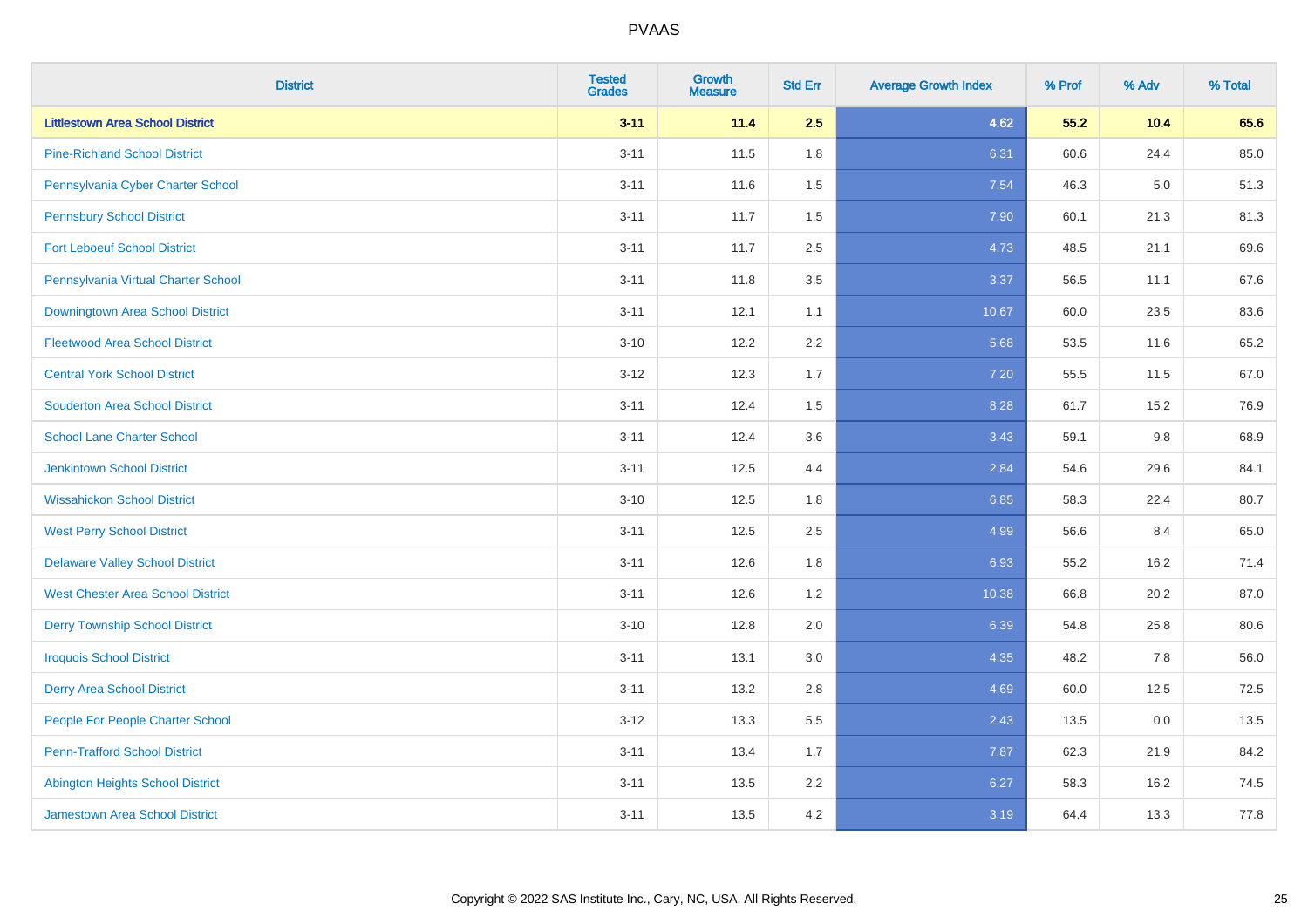| District | Tested Grades | Growth Measure | Std Err | Average Growth Index | % Prof | % Adv | % Total |
|---|---|---|---|---|---|---|---|
| **Littlestown Area School District** | **3-11** | **11.4** | **2.5** | **4.62** | **55.2** | **10.4** | **65.6** |
| Pine-Richland School District | 3-11 | 11.5 | 1.8 | 6.31 | 60.6 | 24.4 | 85.0 |
| Pennsylvania Cyber Charter School | 3-11 | 11.6 | 1.5 | 7.54 | 46.3 | 5.0 | 51.3 |
| Pennsbury School District | 3-11 | 11.7 | 1.5 | 7.90 | 60.1 | 21.3 | 81.3 |
| Fort Leboeuf School District | 3-11 | 11.7 | 2.5 | 4.73 | 48.5 | 21.1 | 69.6 |
| Pennsylvania Virtual Charter School | 3-11 | 11.8 | 3.5 | 3.37 | 56.5 | 11.1 | 67.6 |
| Downingtown Area School District | 3-11 | 12.1 | 1.1 | 10.67 | 60.0 | 23.5 | 83.6 |
| Fleetwood Area School District | 3-10 | 12.2 | 2.2 | 5.68 | 53.5 | 11.6 | 65.2 |
| Central York School District | 3-12 | 12.3 | 1.7 | 7.20 | 55.5 | 11.5 | 67.0 |
| Souderton Area School District | 3-11 | 12.4 | 1.5 | 8.28 | 61.7 | 15.2 | 76.9 |
| School Lane Charter School | 3-11 | 12.4 | 3.6 | 3.43 | 59.1 | 9.8 | 68.9 |
| Jenkintown School District | 3-11 | 12.5 | 4.4 | 2.84 | 54.6 | 29.6 | 84.1 |
| Wissahickon School District | 3-10 | 12.5 | 1.8 | 6.85 | 58.3 | 22.4 | 80.7 |
| West Perry School District | 3-11 | 12.5 | 2.5 | 4.99 | 56.6 | 8.4 | 65.0 |
| Delaware Valley School District | 3-11 | 12.6 | 1.8 | 6.93 | 55.2 | 16.2 | 71.4 |
| West Chester Area School District | 3-11 | 12.6 | 1.2 | 10.38 | 66.8 | 20.2 | 87.0 |
| Derry Township School District | 3-10 | 12.8 | 2.0 | 6.39 | 54.8 | 25.8 | 80.6 |
| Iroquois School District | 3-11 | 13.1 | 3.0 | 4.35 | 48.2 | 7.8 | 56.0 |
| Derry Area School District | 3-11 | 13.2 | 2.8 | 4.69 | 60.0 | 12.5 | 72.5 |
| People For People Charter School | 3-12 | 13.3 | 5.5 | 2.43 | 13.5 | 0.0 | 13.5 |
| Penn-Trafford School District | 3-11 | 13.4 | 1.7 | 7.87 | 62.3 | 21.9 | 84.2 |
| Abington Heights School District | 3-11 | 13.5 | 2.2 | 6.27 | 58.3 | 16.2 | 74.5 |
| Jamestown Area School District | 3-11 | 13.5 | 4.2 | 3.19 | 64.4 | 13.3 | 77.8 |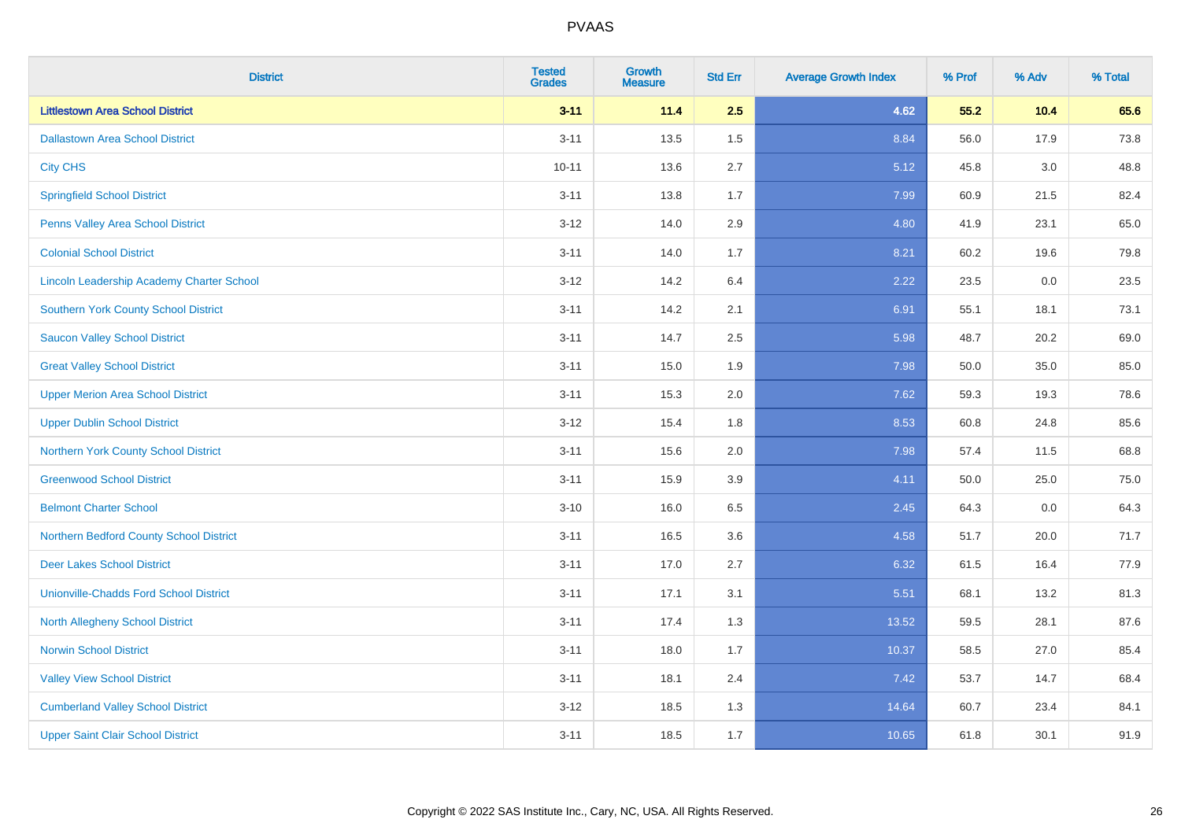# PVAAS

| District | Tested Grades | Growth Measure | Std Err | Average Growth Index | % Prof | % Adv | % Total |
|---|---|---|---|---|---|---|---|
| **Littlestown Area School District** | **3-11** | **11.4** | **2.5** | **4.62** | **55.2** | **10.4** | **65.6** |
| Dallastown Area School District | 3-11 | 13.5 | 1.5 | 8.84 | 56.0 | 17.9 | 73.8 |
| City CHS | 10-11 | 13.6 | 2.7 | 5.12 | 45.8 | 3.0 | 48.8 |
| Springfield School District | 3-11 | 13.8 | 1.7 | 7.99 | 60.9 | 21.5 | 82.4 |
| Penns Valley Area School District | 3-12 | 14.0 | 2.9 | 4.80 | 41.9 | 23.1 | 65.0 |
| Colonial School District | 3-11 | 14.0 | 1.7 | 8.21 | 60.2 | 19.6 | 79.8 |
| Lincoln Leadership Academy Charter School | 3-12 | 14.2 | 6.4 | 2.22 | 23.5 | 0.0 | 23.5 |
| Southern York County School District | 3-11 | 14.2 | 2.1 | 6.91 | 55.1 | 18.1 | 73.1 |
| Saucon Valley School District | 3-11 | 14.7 | 2.5 | 5.98 | 48.7 | 20.2 | 69.0 |
| Great Valley School District | 3-11 | 15.0 | 1.9 | 7.98 | 50.0 | 35.0 | 85.0 |
| Upper Merion Area School District | 3-11 | 15.3 | 2.0 | 7.62 | 59.3 | 19.3 | 78.6 |
| Upper Dublin School District | 3-12 | 15.4 | 1.8 | 8.53 | 60.8 | 24.8 | 85.6 |
| Northern York County School District | 3-11 | 15.6 | 2.0 | 7.98 | 57.4 | 11.5 | 68.8 |
| Greenwood School District | 3-11 | 15.9 | 3.9 | 4.11 | 50.0 | 25.0 | 75.0 |
| Belmont Charter School | 3-10 | 16.0 | 6.5 | 2.45 | 64.3 | 0.0 | 64.3 |
| Northern Bedford County School District | 3-11 | 16.5 | 3.6 | 4.58 | 51.7 | 20.0 | 71.7 |
| Deer Lakes School District | 3-11 | 17.0 | 2.7 | 6.32 | 61.5 | 16.4 | 77.9 |
| Unionville-Chadds Ford School District | 3-11 | 17.1 | 3.1 | 5.51 | 68.1 | 13.2 | 81.3 |
| North Allegheny School District | 3-11 | 17.4 | 1.3 | 13.52 | 59.5 | 28.1 | 87.6 |
| Norwin School District | 3-11 | 18.0 | 1.7 | 10.37 | 58.5 | 27.0 | 85.4 |
| Valley View School District | 3-11 | 18.1 | 2.4 | 7.42 | 53.7 | 14.7 | 68.4 |
| Cumberland Valley School District | 3-12 | 18.5 | 1.3 | 14.64 | 60.7 | 23.4 | 84.1 |
| Upper Saint Clair School District | 3-11 | 18.5 | 1.7 | 10.65 | 61.8 | 30.1 | 91.9 |

Copyright © 2022 SAS Institute Inc., Cary, NC, USA. All Rights Reserved.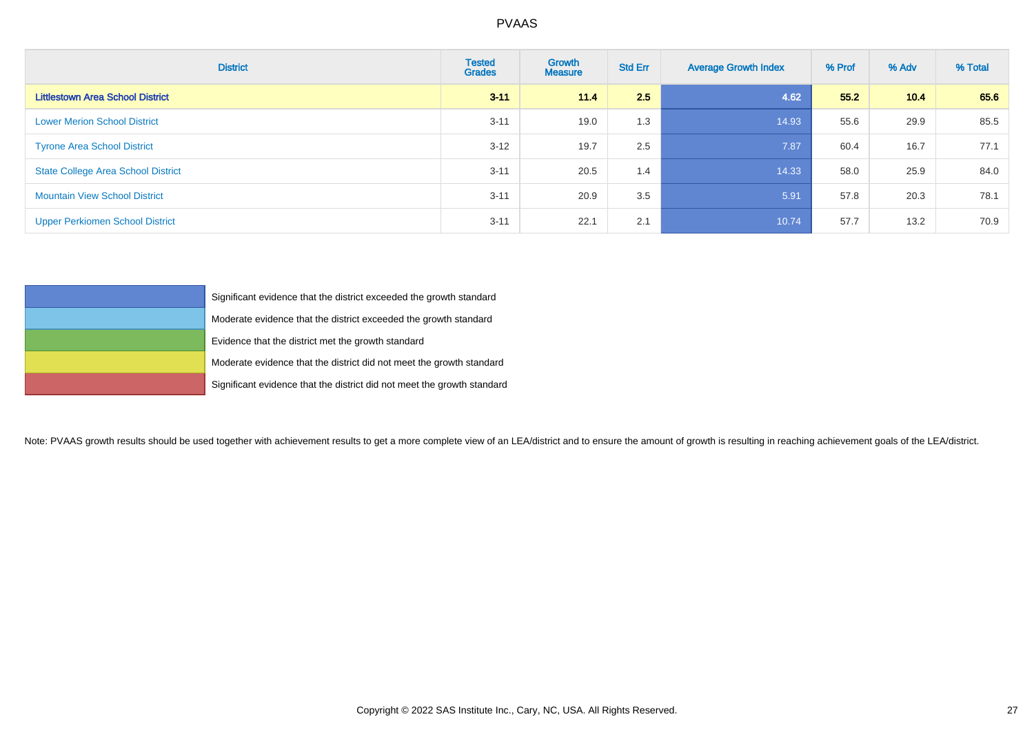# PVAAS

| District | Tested Grades | Growth Measure | Std Err | Average Growth Index | % Prof | % Adv | % Total |
|---|---|---|---|---|---|---|---|
| **Littlestown Area School District** | **3-11** | **11.4** | **2.5** | **4.62** | **55.2** | **10.4** | **65.6** |
| Lower Merion School District | 3-11 | 19.0 | 1.3 | 14.93 | 55.6 | 29.9 | 85.5 |
| Tyrone Area School District | 3-12 | 19.7 | 2.5 | 7.87 | 60.4 | 16.7 | 77.1 |
| State College Area School District | 3-11 | 20.5 | 1.4 | 14.33 | 58.0 | 25.9 | 84.0 |
| Mountain View School District | 3-11 | 20.9 | 3.5 | 5.91 | 57.8 | 20.3 | 78.1 |
| Upper Perkiomen School District | 3-11 | 22.1 | 2.1 | 10.74 | 57.7 | 13.2 | 70.9 |

Significant evidence that the district exceeded the growth standard

Moderate evidence that the district exceeded the growth standard

Evidence that the district met the growth standard

Moderate evidence that the district did not meet the growth standard

Significant evidence that the district did not meet the growth standard

Note: PVAAS growth results should be used together with achievement results to get a more complete view of an LEA/district and to ensure the amount of growth is resulting in reaching achievement goals of the LEA/district.

Copyright © 2022 SAS Institute Inc., Cary, NC, USA. All Rights Reserved.